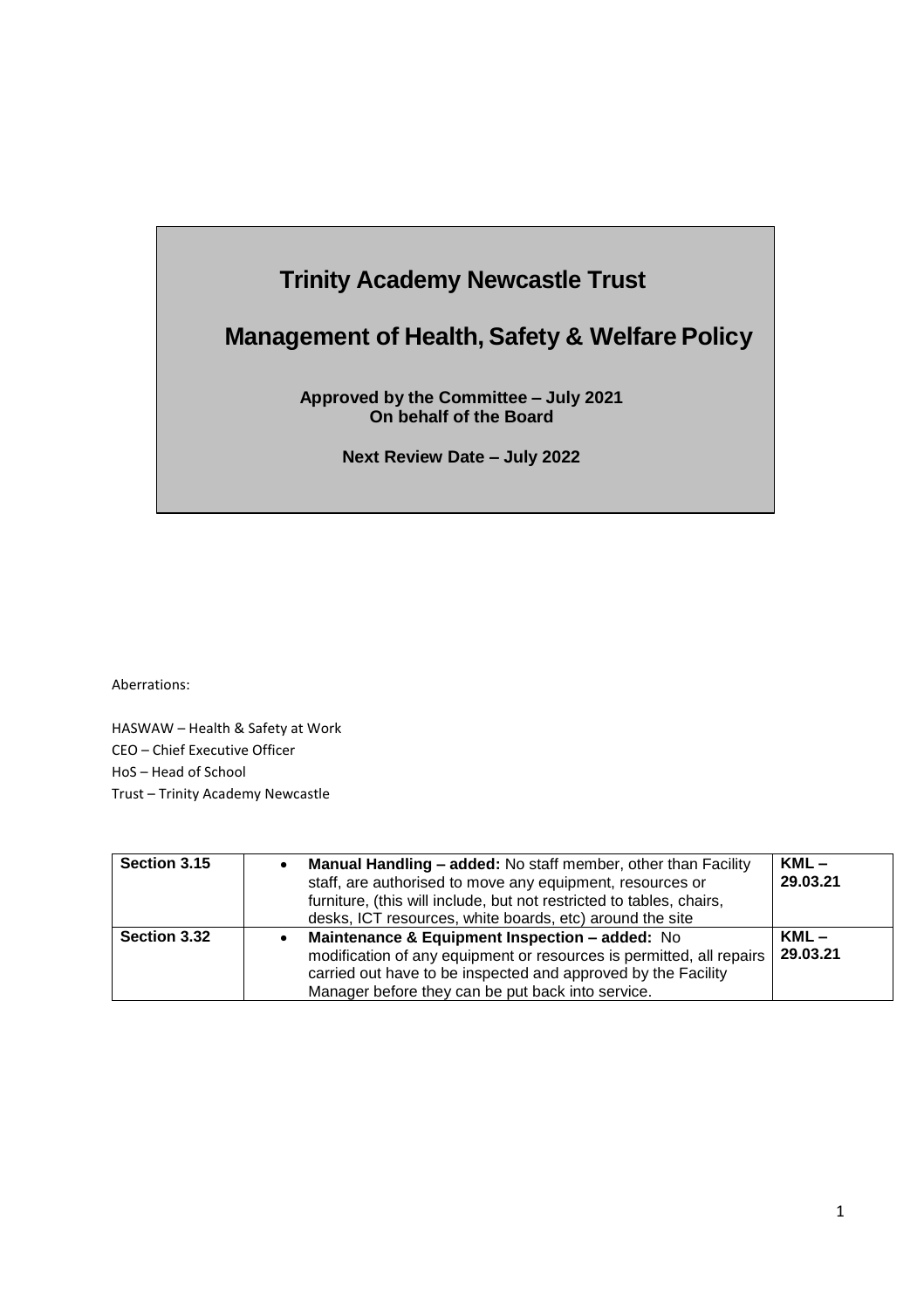# Trinity Academy Newcastle Trust

## Management of Health, Safety & Welfare Policy

**Approved by the Committee – July 2021**
**On behalf of the Board**

**Next Review Date – July 2022**

Aberrations:

HASWAW – Health & Safety at Work
CEO – Chief Executive Officer
HoS – Head of School
Trust – Trinity Academy Newcastle

| **Section 3.15** | • **Manual Handling – added:** No staff member, other than Facility staff, are authorised to move any equipment, resources or furniture, (this will include, but not restricted to tables, chairs, desks, ICT resources, white boards, etc) around the site | **KML – 29.03.21** |
|---|---|---|
| **Section 3.32** | • **Maintenance & Equipment Inspection – added:** No modification of any equipment or resources is permitted, all repairs carried out have to be inspected and approved by the Facility Manager before they can be put back into service. | **KML – 29.03.21** |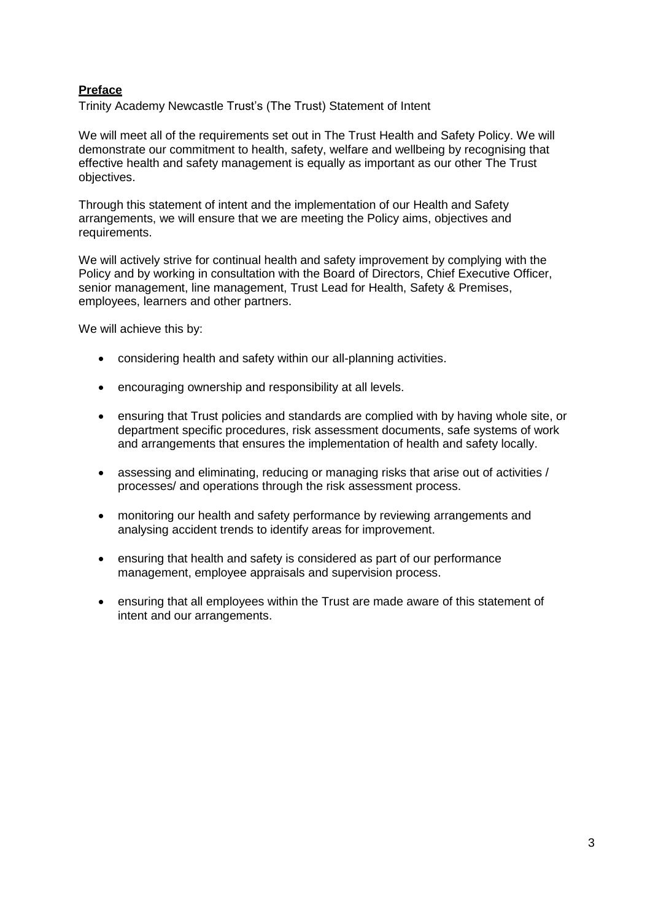**Preface**

Trinity Academy Newcastle Trust's (The Trust) Statement of Intent

We will meet all of the requirements set out in The Trust Health and Safety Policy. We will demonstrate our commitment to health, safety, welfare and wellbeing by recognising that effective health and safety management is equally as important as our other The Trust objectives.

Through this statement of intent and the implementation of our Health and Safety arrangements, we will ensure that we are meeting the Policy aims, objectives and requirements.

We will actively strive for continual health and safety improvement by complying with the Policy and by working in consultation with the Board of Directors, Chief Executive Officer, senior management, line management, Trust Lead for Health, Safety & Premises, employees, learners and other partners.

We will achieve this by:

- considering health and safety within our all-planning activities.
- encouraging ownership and responsibility at all levels.
- ensuring that Trust policies and standards are complied with by having whole site, or department specific procedures, risk assessment documents, safe systems of work and arrangements that ensures the implementation of health and safety locally.
- assessing and eliminating, reducing or managing risks that arise out of activities / processes/ and operations through the risk assessment process.
- monitoring our health and safety performance by reviewing arrangements and analysing accident trends to identify areas for improvement.
- ensuring that health and safety is considered as part of our performance management, employee appraisals and supervision process.
- ensuring that all employees within the Trust are made aware of this statement of intent and our arrangements.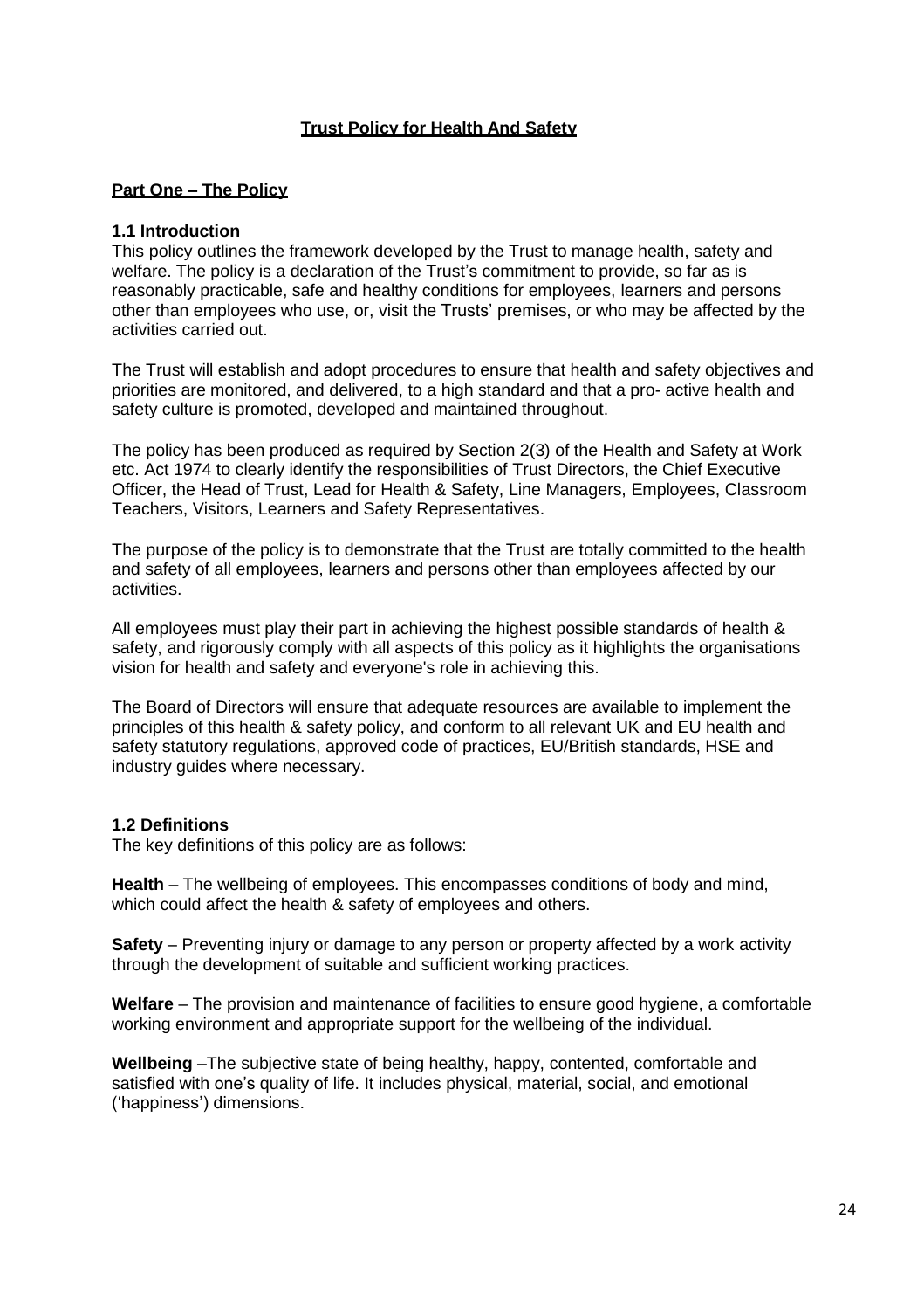# Trust Policy for Health And Safety

## Part One – The Policy

### 1.1 Introduction

This policy outlines the framework developed by the Trust to manage health, safety and welfare. The policy is a declaration of the Trust's commitment to provide, so far as is reasonably practicable, safe and healthy conditions for employees, learners and persons other than employees who use, or, visit the Trusts' premises, or who may be affected by the activities carried out.

The Trust will establish and adopt procedures to ensure that health and safety objectives and priorities are monitored, and delivered, to a high standard and that a pro- active health and safety culture is promoted, developed and maintained throughout.

The policy has been produced as required by Section 2(3) of the Health and Safety at Work etc. Act 1974 to clearly identify the responsibilities of Trust Directors, the Chief Executive Officer, the Head of Trust, Lead for Health & Safety, Line Managers, Employees, Classroom Teachers, Visitors, Learners and Safety Representatives.

The purpose of the policy is to demonstrate that the Trust are totally committed to the health and safety of all employees, learners and persons other than employees affected by our activities.

All employees must play their part in achieving the highest possible standards of health & safety, and rigorously comply with all aspects of this policy as it highlights the organisations vision for health and safety and everyone's role in achieving this.

The Board of Directors will ensure that adequate resources are available to implement the principles of this health & safety policy, and conform to all relevant UK and EU health and safety statutory regulations, approved code of practices, EU/British standards, HSE and industry guides where necessary.

### 1.2 Definitions

The key definitions of this policy are as follows:

**Health** – The wellbeing of employees. This encompasses conditions of body and mind, which could affect the health & safety of employees and others.

**Safety** – Preventing injury or damage to any person or property affected by a work activity through the development of suitable and sufficient working practices.

**Welfare** – The provision and maintenance of facilities to ensure good hygiene, a comfortable working environment and appropriate support for the wellbeing of the individual.

**Wellbeing** –The subjective state of being healthy, happy, contented, comfortable and satisfied with one's quality of life. It includes physical, material, social, and emotional ('happiness') dimensions.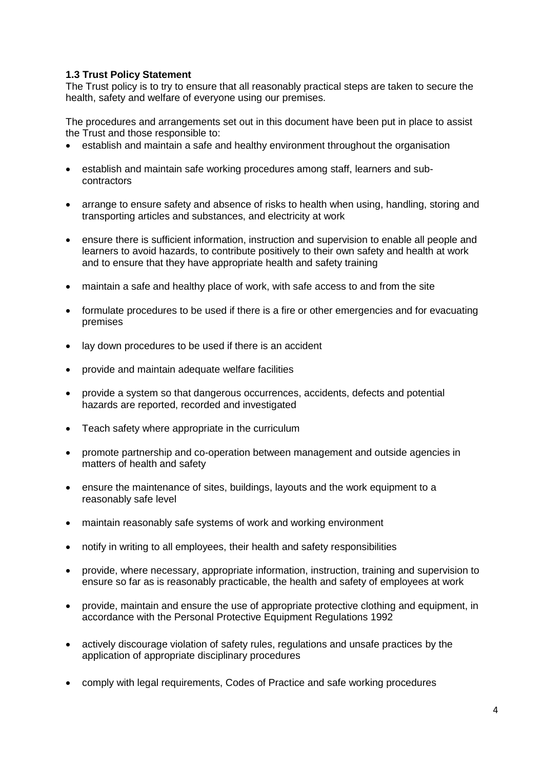**1.3 Trust Policy Statement**

The Trust policy is to try to ensure that all reasonably practical steps are taken to secure the health, safety and welfare of everyone using our premises.

The procedures and arrangements set out in this document have been put in place to assist the Trust and those responsible to:

- establish and maintain a safe and healthy environment throughout the organisation
- establish and maintain safe working procedures among staff, learners and sub-contractors
- arrange to ensure safety and absence of risks to health when using, handling, storing and transporting articles and substances, and electricity at work
- ensure there is sufficient information, instruction and supervision to enable all people and learners to avoid hazards, to contribute positively to their own safety and health at work and to ensure that they have appropriate health and safety training
- maintain a safe and healthy place of work, with safe access to and from the site
- formulate procedures to be used if there is a fire or other emergencies and for evacuating premises
- lay down procedures to be used if there is an accident
- provide and maintain adequate welfare facilities
- provide a system so that dangerous occurrences, accidents, defects and potential hazards are reported, recorded and investigated
- Teach safety where appropriate in the curriculum
- promote partnership and co-operation between management and outside agencies in matters of health and safety
- ensure the maintenance of sites, buildings, layouts and the work equipment to a reasonably safe level
- maintain reasonably safe systems of work and working environment
- notify in writing to all employees, their health and safety responsibilities
- provide, where necessary, appropriate information, instruction, training and supervision to ensure so far as is reasonably practicable, the health and safety of employees at work
- provide, maintain and ensure the use of appropriate protective clothing and equipment, in accordance with the Personal Protective Equipment Regulations 1992
- actively discourage violation of safety rules, regulations and unsafe practices by the application of appropriate disciplinary procedures
- comply with legal requirements, Codes of Practice and safe working procedures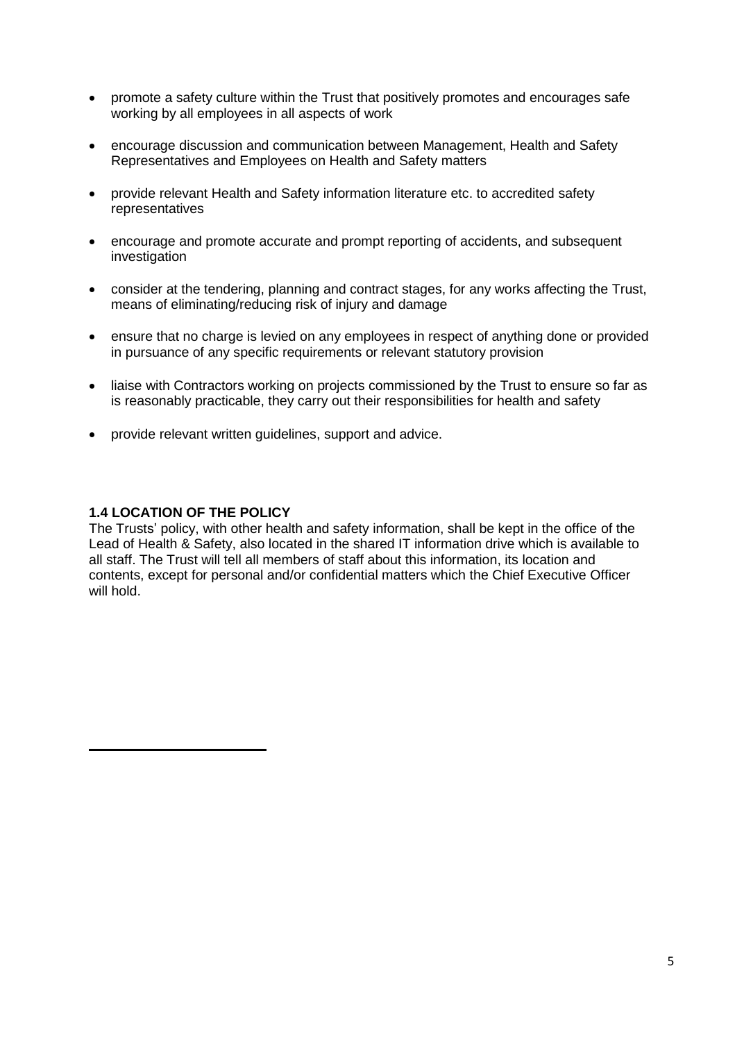- promote a safety culture within the Trust that positively promotes and encourages safe working by all employees in all aspects of work
- encourage discussion and communication between Management, Health and Safety Representatives and Employees on Health and Safety matters
- provide relevant Health and Safety information literature etc. to accredited safety representatives
- encourage and promote accurate and prompt reporting of accidents, and subsequent investigation
- consider at the tendering, planning and contract stages, for any works affecting the Trust, means of eliminating/reducing risk of injury and damage
- ensure that no charge is levied on any employees in respect of anything done or provided in pursuance of any specific requirements or relevant statutory provision
- liaise with Contractors working on projects commissioned by the Trust to ensure so far as is reasonably practicable, they carry out their responsibilities for health and safety
- provide relevant written guidelines, support and advice.

**1.4 LOCATION OF THE POLICY**

The Trusts' policy, with other health and safety information, shall be kept in the office of the Lead of Health & Safety, also located in the shared IT information drive which is available to all staff. The Trust will tell all members of staff about this information, its location and contents, except for personal and/or confidential matters which the Chief Executive Officer will hold.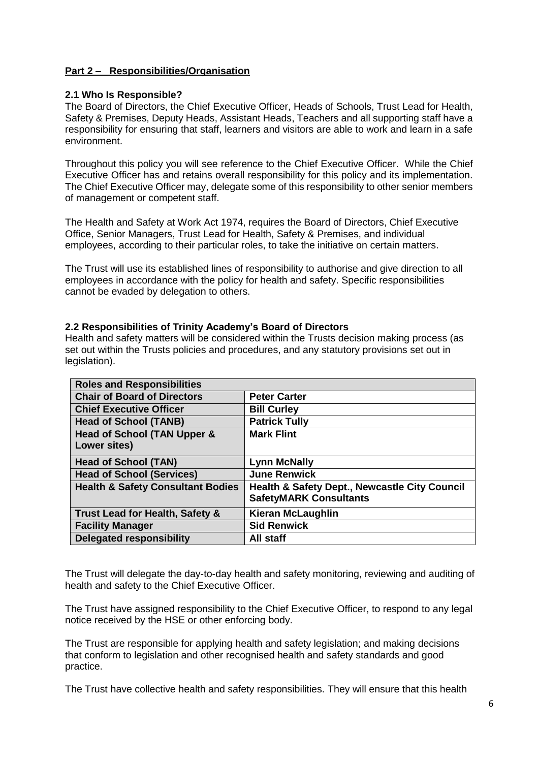## **Part 2 – Responsibilities/Organisation**

### 2.1 Who Is Responsible?

The Board of Directors, the Chief Executive Officer, Heads of Schools, Trust Lead for Health, Safety & Premises, Deputy Heads, Assistant Heads, Teachers and all supporting staff have a responsibility for ensuring that staff, learners and visitors are able to work and learn in a safe environment.

Throughout this policy you will see reference to the Chief Executive Officer. While the Chief Executive Officer has and retains overall responsibility for this policy and its implementation. The Chief Executive Officer may, delegate some of this responsibility to other senior members of management or competent staff.

The Health and Safety at Work Act 1974, requires the Board of Directors, Chief Executive Office, Senior Managers, Trust Lead for Health, Safety & Premises, and individual employees, according to their particular roles, to take the initiative on certain matters.

The Trust will use its established lines of responsibility to authorise and give direction to all employees in accordance with the policy for health and safety. Specific responsibilities cannot be evaded by delegation to others.

### 2.2 Responsibilities of Trinity Academy's Board of Directors

Health and safety matters will be considered within the Trusts decision making process (as set out within the Trusts policies and procedures, and any statutory provisions set out in legislation).

| **Roles and Responsibilities** | |
|---|---|
| **Chair of Board of Directors** | **Peter Carter** |
| **Chief Executive Officer** | **Bill Curley** |
| **Head of School (TANB)** | **Patrick Tully** |
| **Head of School (TAN Upper & Lower sites)** | **Mark Flint** |
| **Head of School (TAN)** | **Lynn McNally** |
| **Head of School (Services)** | **June Renwick** |
| **Health & Safety Consultant Bodies** | **Health & Safety Dept., Newcastle City Council SafetyMARK Consultants** |
| **Trust Lead for Health, Safety &** | **Kieran McLaughlin** |
| **Facility Manager** | **Sid Renwick** |
| **Delegated responsibility** | **All staff** |

The Trust will delegate the day-to-day health and safety monitoring, reviewing and auditing of health and safety to the Chief Executive Officer.

The Trust have assigned responsibility to the Chief Executive Officer, to respond to any legal notice received by the HSE or other enforcing body.

The Trust are responsible for applying health and safety legislation; and making decisions that conform to legislation and other recognised health and safety standards and good practice.

The Trust have collective health and safety responsibilities. They will ensure that this health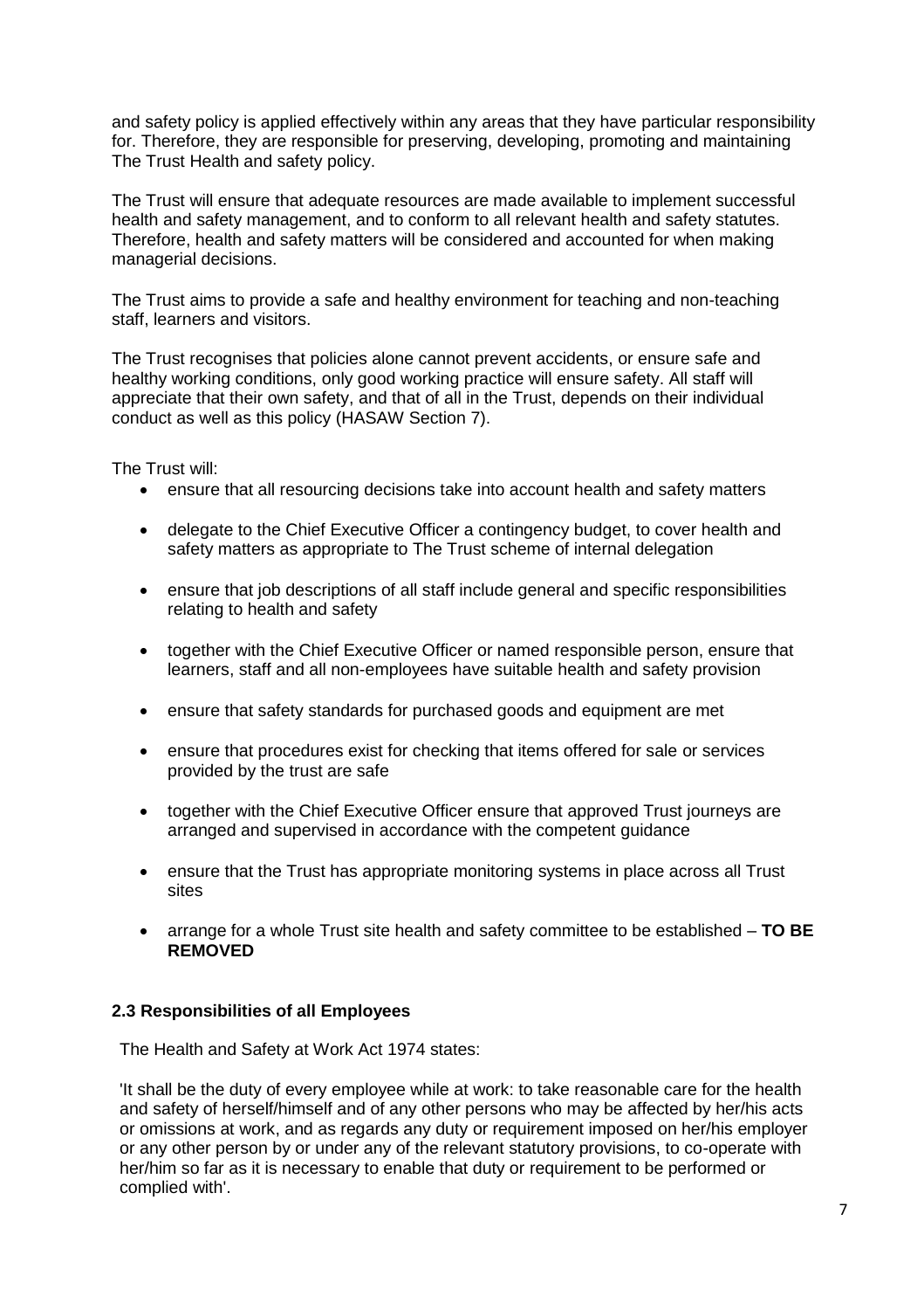and safety policy is applied effectively within any areas that they have particular responsibility for. Therefore, they are responsible for preserving, developing, promoting and maintaining The Trust Health and safety policy.

The Trust will ensure that adequate resources are made available to implement successful health and safety management, and to conform to all relevant health and safety statutes. Therefore, health and safety matters will be considered and accounted for when making managerial decisions.

The Trust aims to provide a safe and healthy environment for teaching and non-teaching staff, learners and visitors.

The Trust recognises that policies alone cannot prevent accidents, or ensure safe and healthy working conditions, only good working practice will ensure safety. All staff will appreciate that their own safety, and that of all in the Trust, depends on their individual conduct as well as this policy (HASAW Section 7).

The Trust will:

- ensure that all resourcing decisions take into account health and safety matters
- delegate to the Chief Executive Officer a contingency budget, to cover health and safety matters as appropriate to The Trust scheme of internal delegation
- ensure that job descriptions of all staff include general and specific responsibilities relating to health and safety
- together with the Chief Executive Officer or named responsible person, ensure that learners, staff and all non-employees have suitable health and safety provision
- ensure that safety standards for purchased goods and equipment are met
- ensure that procedures exist for checking that items offered for sale or services provided by the trust are safe
- together with the Chief Executive Officer ensure that approved Trust journeys are arranged and supervised in accordance with the competent guidance
- ensure that the Trust has appropriate monitoring systems in place across all Trust sites
- arrange for a whole Trust site health and safety committee to be established – **TO BE REMOVED**

### 2.3 Responsibilities of all Employees

The Health and Safety at Work Act 1974 states:

'It shall be the duty of every employee while at work: to take reasonable care for the health and safety of herself/himself and of any other persons who may be affected by her/his acts or omissions at work, and as regards any duty or requirement imposed on her/his employer or any other person by or under any of the relevant statutory provisions, to co-operate with her/him so far as it is necessary to enable that duty or requirement to be performed or complied with'.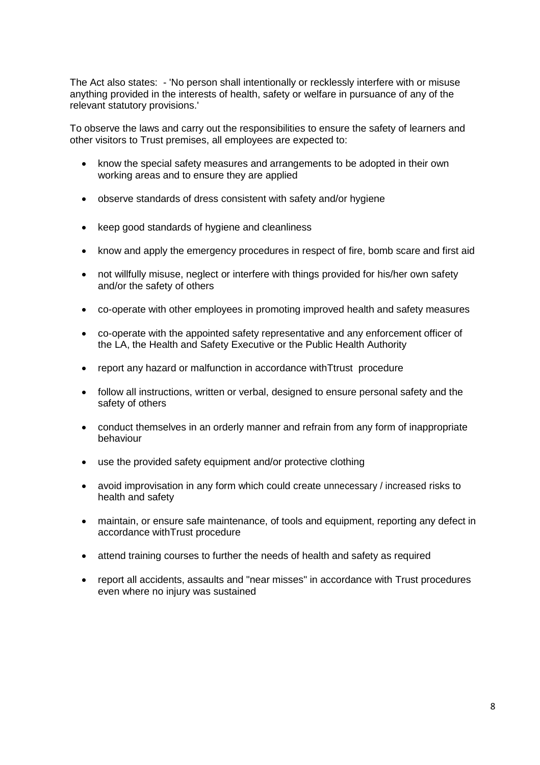The Act also states: - 'No person shall intentionally or recklessly interfere with or misuse anything provided in the interests of health, safety or welfare in pursuance of any of the relevant statutory provisions.'

To observe the laws and carry out the responsibilities to ensure the safety of learners and other visitors to Trust premises, all employees are expected to:

- know the special safety measures and arrangements to be adopted in their own working areas and to ensure they are applied
- observe standards of dress consistent with safety and/or hygiene
- keep good standards of hygiene and cleanliness
- know and apply the emergency procedures in respect of fire, bomb scare and first aid
- not willfully misuse, neglect or interfere with things provided for his/her own safety and/or the safety of others
- co-operate with other employees in promoting improved health and safety measures
- co-operate with the appointed safety representative and any enforcement officer of the LA, the Health and Safety Executive or the Public Health Authority
- report any hazard or malfunction in accordance withTtrust procedure
- follow all instructions, written or verbal, designed to ensure personal safety and the safety of others
- conduct themselves in an orderly manner and refrain from any form of inappropriate behaviour
- use the provided safety equipment and/or protective clothing
- avoid improvisation in any form which could create unnecessary / increased risks to health and safety
- maintain, or ensure safe maintenance, of tools and equipment, reporting any defect in accordance withTrust procedure
- attend training courses to further the needs of health and safety as required
- report all accidents, assaults and "near misses" in accordance with Trust procedures even where no injury was sustained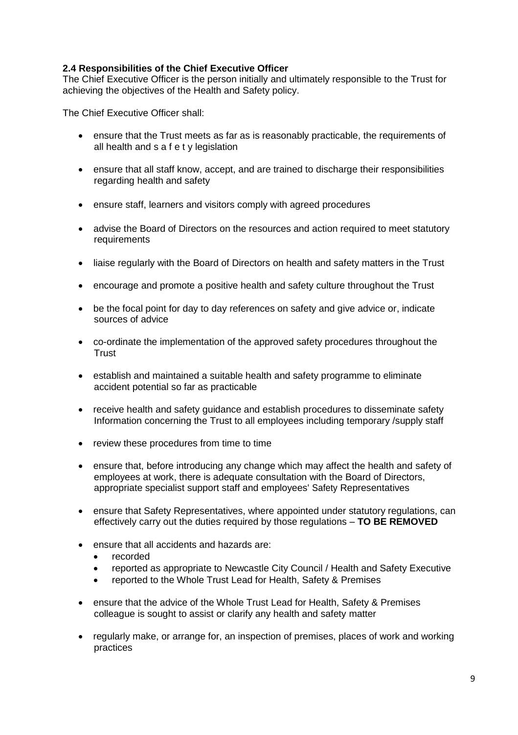**2.4 Responsibilities of the Chief Executive Officer**

The Chief Executive Officer is the person initially and ultimately responsible to the Trust for achieving the objectives of the Health and Safety policy.

The Chief Executive Officer shall:

- ensure that the Trust meets as far as is reasonably practicable, the requirements of all health and s a f e t y legislation
- ensure that all staff know, accept, and are trained to discharge their responsibilities regarding health and safety
- ensure staff, learners and visitors comply with agreed procedures
- advise the Board of Directors on the resources and action required to meet statutory requirements
- liaise regularly with the Board of Directors on health and safety matters in the Trust
- encourage and promote a positive health and safety culture throughout the Trust
- be the focal point for day to day references on safety and give advice or, indicate sources of advice
- co-ordinate the implementation of the approved safety procedures throughout the Trust
- establish and maintained a suitable health and safety programme to eliminate accident potential so far as practicable
- receive health and safety guidance and establish procedures to disseminate safety Information concerning the Trust to all employees including temporary /supply staff
- review these procedures from time to time
- ensure that, before introducing any change which may affect the health and safety of employees at work, there is adequate consultation with the Board of Directors, appropriate specialist support staff and employees' Safety Representatives
- ensure that Safety Representatives, where appointed under statutory regulations, can effectively carry out the duties required by those regulations – **TO BE REMOVED**
- ensure that all accidents and hazards are:
  - recorded
  - reported as appropriate to Newcastle City Council / Health and Safety Executive
  - reported to the Whole Trust Lead for Health, Safety & Premises
- ensure that the advice of the Whole Trust Lead for Health, Safety & Premises colleague is sought to assist or clarify any health and safety matter
- regularly make, or arrange for, an inspection of premises, places of work and working practices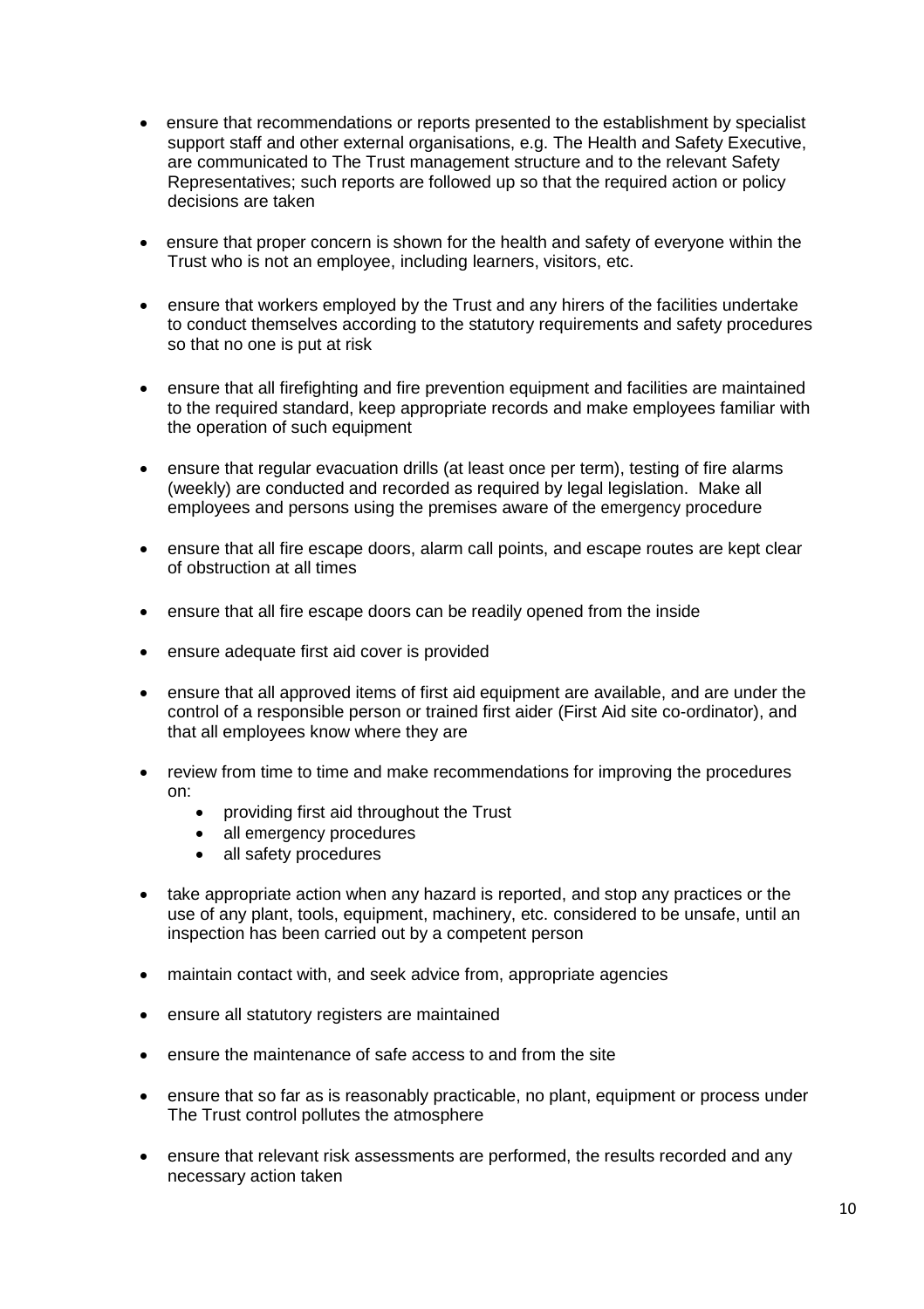- ensure that recommendations or reports presented to the establishment by specialist support staff and other external organisations, e.g. The Health and Safety Executive, are communicated to The Trust management structure and to the relevant Safety Representatives; such reports are followed up so that the required action or policy decisions are taken

- ensure that proper concern is shown for the health and safety of everyone within the Trust who is not an employee, including learners, visitors, etc.

- ensure that workers employed by the Trust and any hirers of the facilities undertake to conduct themselves according to the statutory requirements and safety procedures so that no one is put at risk

- ensure that all firefighting and fire prevention equipment and facilities are maintained to the required standard, keep appropriate records and make employees familiar with the operation of such equipment

- ensure that regular evacuation drills (at least once per term), testing of fire alarms (weekly) are conducted and recorded as required by legal legislation. Make all employees and persons using the premises aware of the emergency procedure

- ensure that all fire escape doors, alarm call points, and escape routes are kept clear of obstruction at all times

- ensure that all fire escape doors can be readily opened from the inside

- ensure adequate first aid cover is provided

- ensure that all approved items of first aid equipment are available, and are under the control of a responsible person or trained first aider (First Aid site co-ordinator), and that all employees know where they are

- review from time to time and make recommendations for improving the procedures on:
  - providing first aid throughout the Trust
  - all emergency procedures
  - all safety procedures

- take appropriate action when any hazard is reported, and stop any practices or the use of any plant, tools, equipment, machinery, etc. considered to be unsafe, until an inspection has been carried out by a competent person

- maintain contact with, and seek advice from, appropriate agencies

- ensure all statutory registers are maintained

- ensure the maintenance of safe access to and from the site

- ensure that so far as is reasonably practicable, no plant, equipment or process under The Trust control pollutes the atmosphere

- ensure that relevant risk assessments are performed, the results recorded and any necessary action taken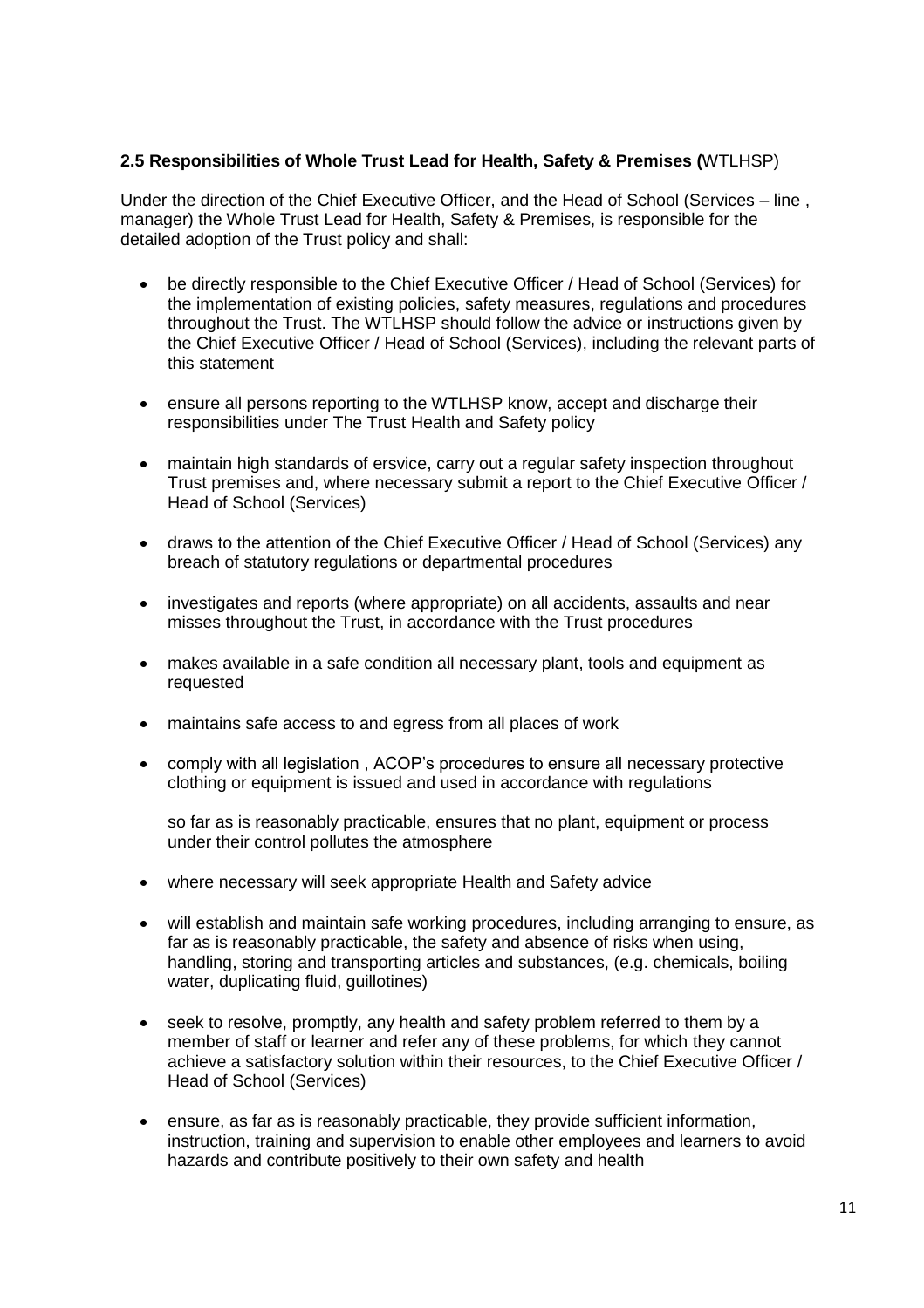**2.5 Responsibilities of Whole Trust Lead for Health, Safety & Premises (**WTLHSP)

Under the direction of the Chief Executive Officer, and the Head of School (Services – line , manager) the Whole Trust Lead for Health, Safety & Premises, is responsible for the detailed adoption of the Trust policy and shall:

- be directly responsible to the Chief Executive Officer / Head of School (Services) for the implementation of existing policies, safety measures, regulations and procedures throughout the Trust. The WTLHSP should follow the advice or instructions given by the Chief Executive Officer / Head of School (Services), including the relevant parts of this statement
- ensure all persons reporting to the WTLHSP know, accept and discharge their responsibilities under The Trust Health and Safety policy
- maintain high standards of ersvice, carry out a regular safety inspection throughout Trust premises and, where necessary submit a report to the Chief Executive Officer / Head of School (Services)
- draws to the attention of the Chief Executive Officer / Head of School (Services) any breach of statutory regulations or departmental procedures
- investigates and reports (where appropriate) on all accidents, assaults and near misses throughout the Trust, in accordance with the Trust procedures
- makes available in a safe condition all necessary plant, tools and equipment as requested
- maintains safe access to and egress from all places of work
- comply with all legislation , ACOP's procedures to ensure all necessary protective clothing or equipment is issued and used in accordance with regulations

  so far as is reasonably practicable, ensures that no plant, equipment or process under their control pollutes the atmosphere
- where necessary will seek appropriate Health and Safety advice
- will establish and maintain safe working procedures, including arranging to ensure, as far as is reasonably practicable, the safety and absence of risks when using, handling, storing and transporting articles and substances, (e.g. chemicals, boiling water, duplicating fluid, guillotines)
- seek to resolve, promptly, any health and safety problem referred to them by a member of staff or learner and refer any of these problems, for which they cannot achieve a satisfactory solution within their resources, to the Chief Executive Officer / Head of School (Services)
- ensure, as far as is reasonably practicable, they provide sufficient information, instruction, training and supervision to enable other employees and learners to avoid hazards and contribute positively to their own safety and health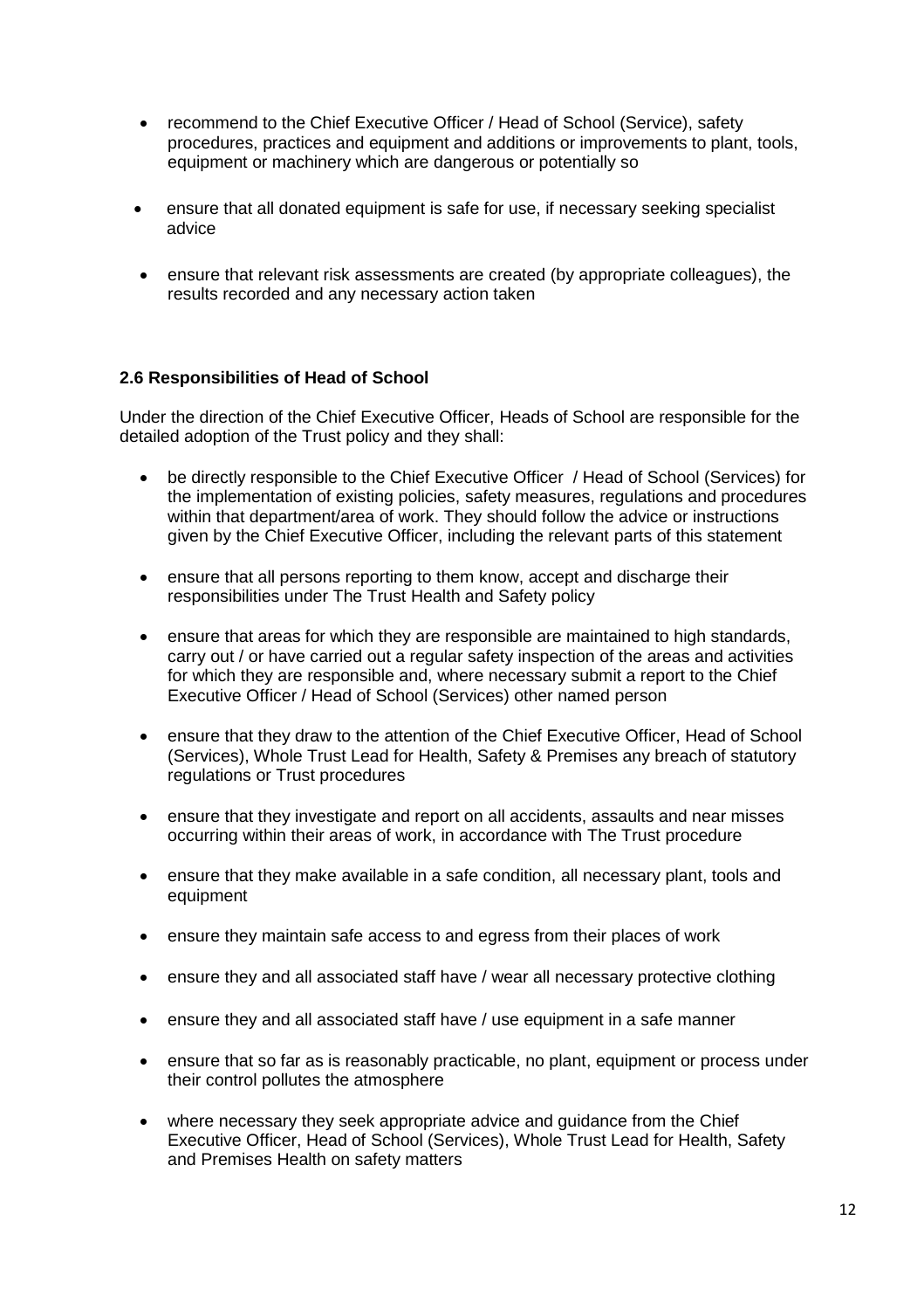- recommend to the Chief Executive Officer / Head of School (Service), safety procedures, practices and equipment and additions or improvements to plant, tools, equipment or machinery which are dangerous or potentially so
- ensure that all donated equipment is safe for use, if necessary seeking specialist advice
- ensure that relevant risk assessments are created (by appropriate colleagues), the results recorded and any necessary action taken

### 2.6 Responsibilities of Head of School

Under the direction of the Chief Executive Officer, Heads of School are responsible for the detailed adoption of the Trust policy and they shall:

- be directly responsible to the Chief Executive Officer / Head of School (Services) for the implementation of existing policies, safety measures, regulations and procedures within that department/area of work. They should follow the advice or instructions given by the Chief Executive Officer, including the relevant parts of this statement
- ensure that all persons reporting to them know, accept and discharge their responsibilities under The Trust Health and Safety policy
- ensure that areas for which they are responsible are maintained to high standards, carry out / or have carried out a regular safety inspection of the areas and activities for which they are responsible and, where necessary submit a report to the Chief Executive Officer / Head of School (Services) other named person
- ensure that they draw to the attention of the Chief Executive Officer, Head of School (Services), Whole Trust Lead for Health, Safety & Premises any breach of statutory regulations or Trust procedures
- ensure that they investigate and report on all accidents, assaults and near misses occurring within their areas of work, in accordance with The Trust procedure
- ensure that they make available in a safe condition, all necessary plant, tools and equipment
- ensure they maintain safe access to and egress from their places of work
- ensure they and all associated staff have / wear all necessary protective clothing
- ensure they and all associated staff have / use equipment in a safe manner
- ensure that so far as is reasonably practicable, no plant, equipment or process under their control pollutes the atmosphere
- where necessary they seek appropriate advice and guidance from the Chief Executive Officer, Head of School (Services), Whole Trust Lead for Health, Safety and Premises Health on safety matters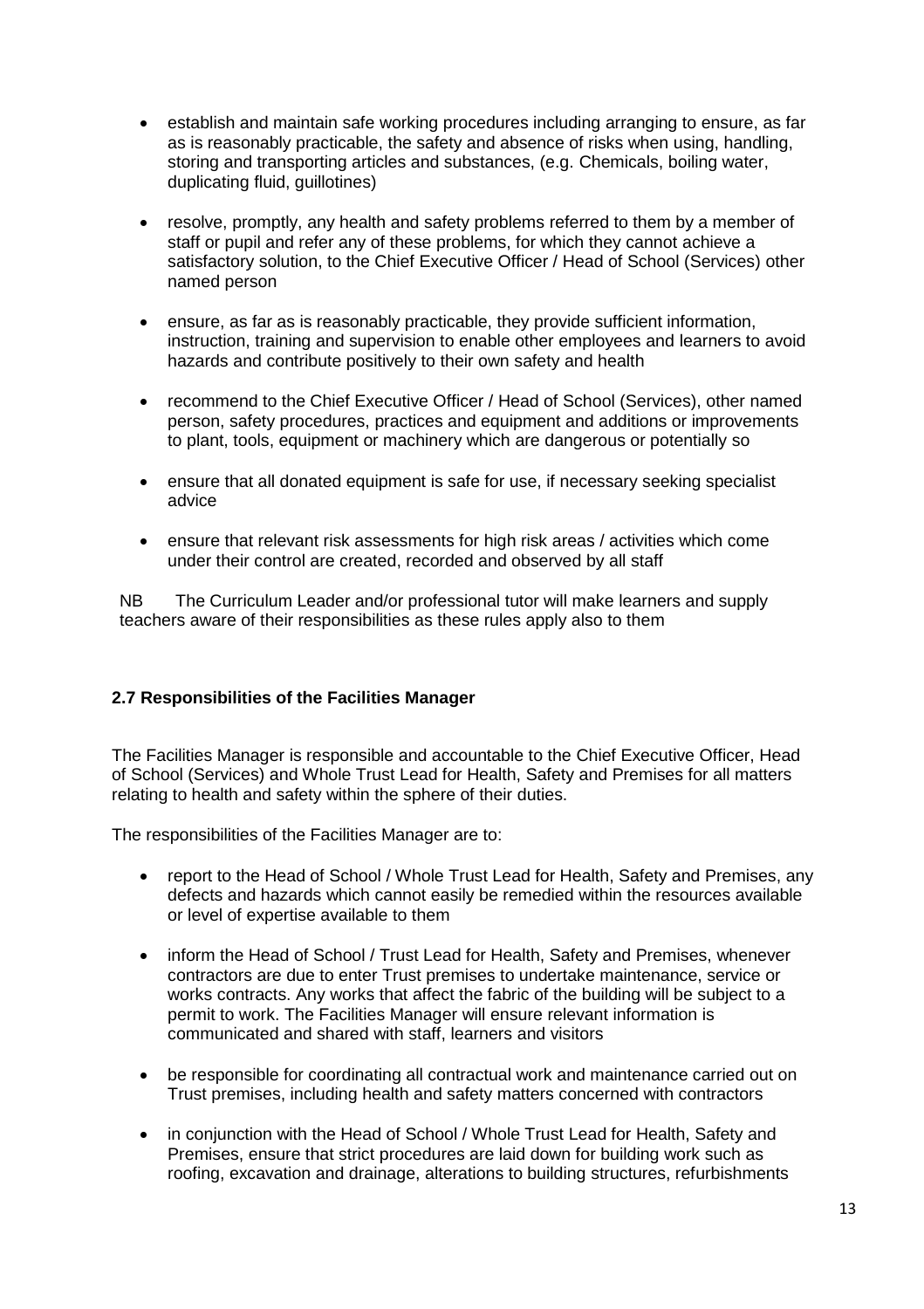- establish and maintain safe working procedures including arranging to ensure, as far as is reasonably practicable, the safety and absence of risks when using, handling, storing and transporting articles and substances, (e.g. Chemicals, boiling water, duplicating fluid, guillotines)

- resolve, promptly, any health and safety problems referred to them by a member of staff or pupil and refer any of these problems, for which they cannot achieve a satisfactory solution, to the Chief Executive Officer / Head of School (Services) other named person

- ensure, as far as is reasonably practicable, they provide sufficient information, instruction, training and supervision to enable other employees and learners to avoid hazards and contribute positively to their own safety and health

- recommend to the Chief Executive Officer / Head of School (Services), other named person, safety procedures, practices and equipment and additions or improvements to plant, tools, equipment or machinery which are dangerous or potentially so

- ensure that all donated equipment is safe for use, if necessary seeking specialist advice

- ensure that relevant risk assessments for high risk areas / activities which come under their control are created, recorded and observed by all staff

NB  The Curriculum Leader and/or professional tutor will make learners and supply teachers aware of their responsibilities as these rules apply also to them

### 2.7 Responsibilities of the Facilities Manager

The Facilities Manager is responsible and accountable to the Chief Executive Officer, Head of School (Services) and Whole Trust Lead for Health, Safety and Premises for all matters relating to health and safety within the sphere of their duties.

The responsibilities of the Facilities Manager are to:

- report to the Head of School / Whole Trust Lead for Health, Safety and Premises, any defects and hazards which cannot easily be remedied within the resources available or level of expertise available to them

- inform the Head of School / Trust Lead for Health, Safety and Premises, whenever contractors are due to enter Trust premises to undertake maintenance, service or works contracts. Any works that affect the fabric of the building will be subject to a permit to work. The Facilities Manager will ensure relevant information is communicated and shared with staff, learners and visitors

- be responsible for coordinating all contractual work and maintenance carried out on Trust premises, including health and safety matters concerned with contractors

- in conjunction with the Head of School / Whole Trust Lead for Health, Safety and Premises, ensure that strict procedures are laid down for building work such as roofing, excavation and drainage, alterations to building structures, refurbishments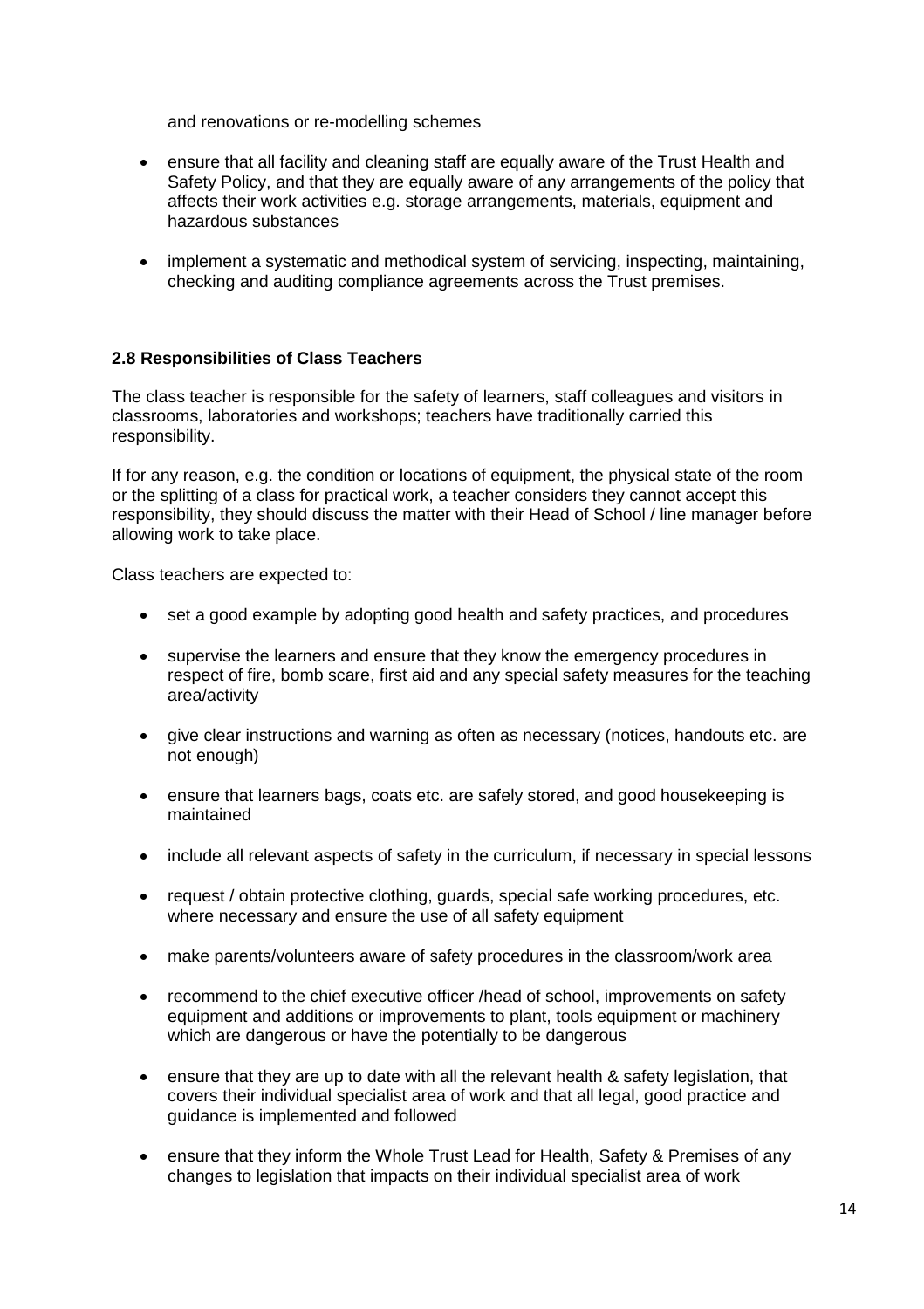and renovations or re-modelling schemes

- ensure that all facility and cleaning staff are equally aware of the Trust Health and Safety Policy, and that they are equally aware of any arrangements of the policy that affects their work activities e.g. storage arrangements, materials, equipment and hazardous substances
- implement a systematic and methodical system of servicing, inspecting, maintaining, checking and auditing compliance agreements across the Trust premises.

### 2.8 Responsibilities of Class Teachers

The class teacher is responsible for the safety of learners, staff colleagues and visitors in classrooms, laboratories and workshops; teachers have traditionally carried this responsibility.

If for any reason, e.g. the condition or locations of equipment, the physical state of the room or the splitting of a class for practical work, a teacher considers they cannot accept this responsibility, they should discuss the matter with their Head of School / line manager before allowing work to take place.

Class teachers are expected to:

- set a good example by adopting good health and safety practices, and procedures
- supervise the learners and ensure that they know the emergency procedures in respect of fire, bomb scare, first aid and any special safety measures for the teaching area/activity
- give clear instructions and warning as often as necessary (notices, handouts etc. are not enough)
- ensure that learners bags, coats etc. are safely stored, and good housekeeping is maintained
- include all relevant aspects of safety in the curriculum, if necessary in special lessons
- request / obtain protective clothing, guards, special safe working procedures, etc. where necessary and ensure the use of all safety equipment
- make parents/volunteers aware of safety procedures in the classroom/work area
- recommend to the chief executive officer /head of school, improvements on safety equipment and additions or improvements to plant, tools equipment or machinery which are dangerous or have the potentially to be dangerous
- ensure that they are up to date with all the relevant health & safety legislation, that covers their individual specialist area of work and that all legal, good practice and guidance is implemented and followed
- ensure that they inform the Whole Trust Lead for Health, Safety & Premises of any changes to legislation that impacts on their individual specialist area of work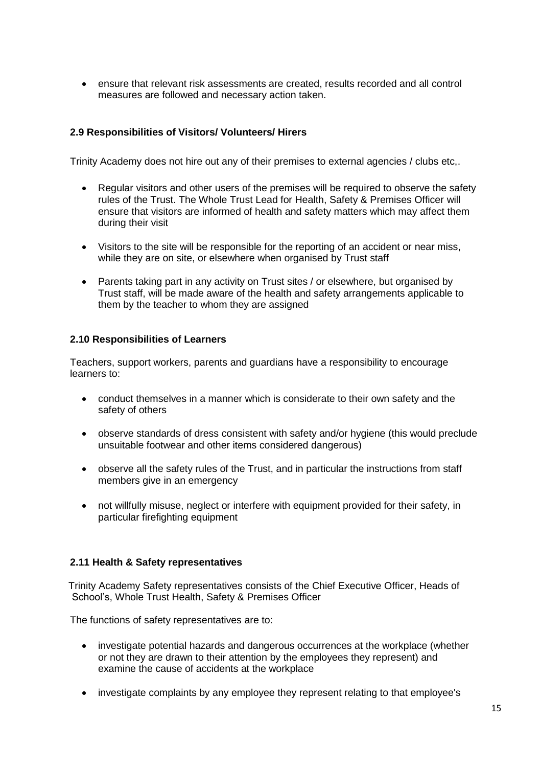- ensure that relevant risk assessments are created, results recorded and all control measures are followed and necessary action taken.

### 2.9 Responsibilities of Visitors/ Volunteers/ Hirers

Trinity Academy does not hire out any of their premises to external agencies / clubs etc,.

- Regular visitors and other users of the premises will be required to observe the safety rules of the Trust. The Whole Trust Lead for Health, Safety & Premises Officer will ensure that visitors are informed of health and safety matters which may affect them during their visit
- Visitors to the site will be responsible for the reporting of an accident or near miss, while they are on site, or elsewhere when organised by Trust staff
- Parents taking part in any activity on Trust sites / or elsewhere, but organised by Trust staff, will be made aware of the health and safety arrangements applicable to them by the teacher to whom they are assigned

### 2.10 Responsibilities of Learners

Teachers, support workers, parents and guardians have a responsibility to encourage learners to:

- conduct themselves in a manner which is considerate to their own safety and the safety of others
- observe standards of dress consistent with safety and/or hygiene (this would preclude unsuitable footwear and other items considered dangerous)
- observe all the safety rules of the Trust, and in particular the instructions from staff members give in an emergency
- not willfully misuse, neglect or interfere with equipment provided for their safety, in particular firefighting equipment

### 2.11 Health & Safety representatives

Trinity Academy Safety representatives consists of the Chief Executive Officer, Heads of School's, Whole Trust Health, Safety & Premises Officer

The functions of safety representatives are to:

- investigate potential hazards and dangerous occurrences at the workplace (whether or not they are drawn to their attention by the employees they represent) and examine the cause of accidents at the workplace
- investigate complaints by any employee they represent relating to that employee's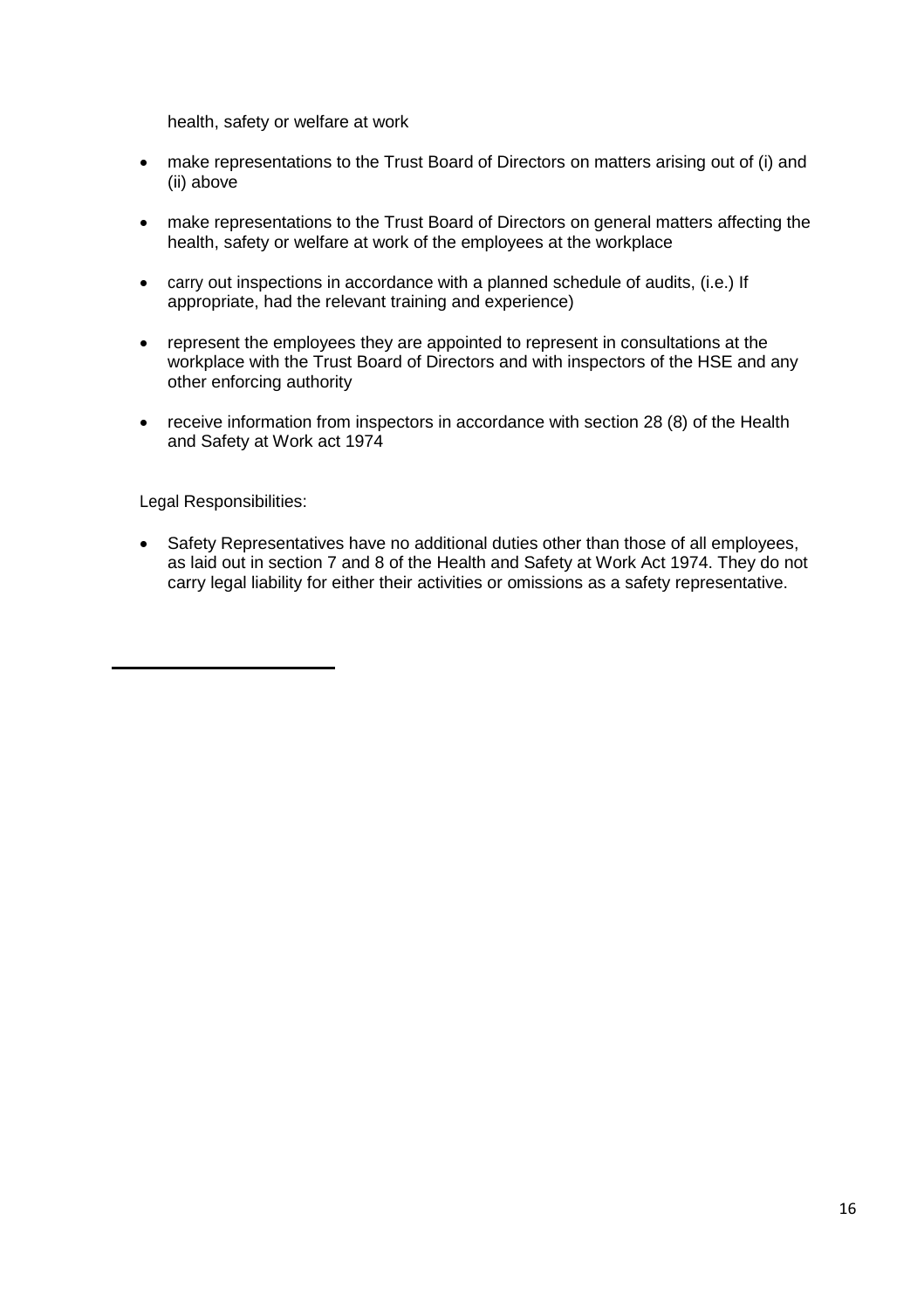health, safety or welfare at work

- make representations to the Trust Board of Directors on matters arising out of (i) and (ii) above
- make representations to the Trust Board of Directors on general matters affecting the health, safety or welfare at work of the employees at the workplace
- carry out inspections in accordance with a planned schedule of audits, (i.e.) If appropriate, had the relevant training and experience)
- represent the employees they are appointed to represent in consultations at the workplace with the Trust Board of Directors and with inspectors of the HSE and any other enforcing authority
- receive information from inspectors in accordance with section 28 (8) of the Health and Safety at Work act 1974

Legal Responsibilities:

- Safety Representatives have no additional duties other than those of all employees, as laid out in section 7 and 8 of the Health and Safety at Work Act 1974. They do not carry legal liability for either their activities or omissions as a safety representative.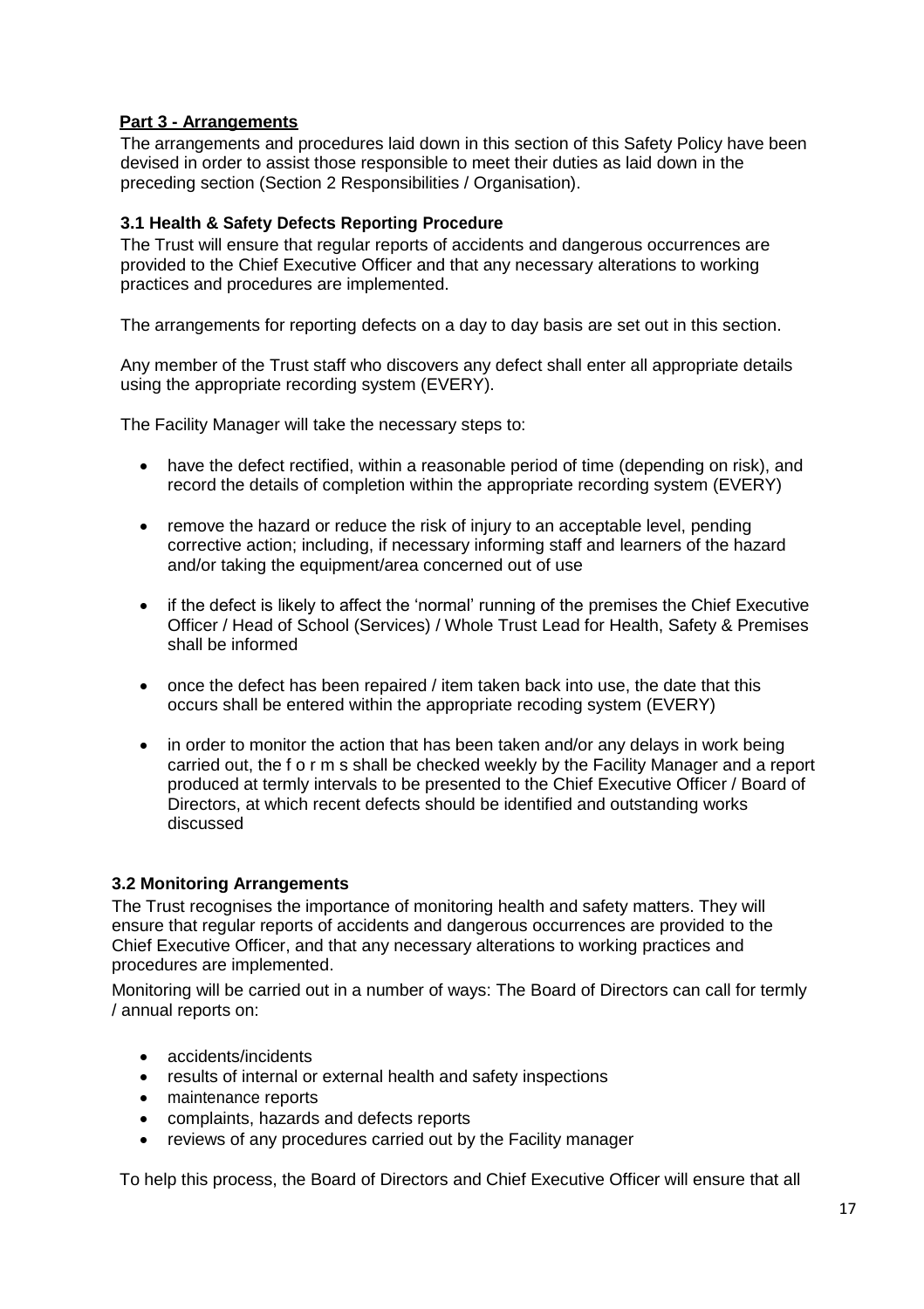**Part 3 - Arrangements**

The arrangements and procedures laid down in this section of this Safety Policy have been devised in order to assist those responsible to meet their duties as laid down in the preceding section (Section 2 Responsibilities / Organisation).

### 3.1 Health & Safety Defects Reporting Procedure

The Trust will ensure that regular reports of accidents and dangerous occurrences are provided to the Chief Executive Officer and that any necessary alterations to working practices and procedures are implemented.

The arrangements for reporting defects on a day to day basis are set out in this section.

Any member of the Trust staff who discovers any defect shall enter all appropriate details using the appropriate recording system (EVERY).

The Facility Manager will take the necessary steps to:

- have the defect rectified, within a reasonable period of time (depending on risk), and record the details of completion within the appropriate recording system (EVERY)
- remove the hazard or reduce the risk of injury to an acceptable level, pending corrective action; including, if necessary informing staff and learners of the hazard and/or taking the equipment/area concerned out of use
- if the defect is likely to affect the 'normal' running of the premises the Chief Executive Officer / Head of School (Services) / Whole Trust Lead for Health, Safety & Premises shall be informed
- once the defect has been repaired / item taken back into use, the date that this occurs shall be entered within the appropriate recoding system (EVERY)
- in order to monitor the action that has been taken and/or any delays in work being carried out, the f o r m s shall be checked weekly by the Facility Manager and a report produced at termly intervals to be presented to the Chief Executive Officer / Board of Directors, at which recent defects should be identified and outstanding works discussed

### 3.2 Monitoring Arrangements

The Trust recognises the importance of monitoring health and safety matters. They will ensure that regular reports of accidents and dangerous occurrences are provided to the Chief Executive Officer, and that any necessary alterations to working practices and procedures are implemented.

Monitoring will be carried out in a number of ways: The Board of Directors can call for termly / annual reports on:

- accidents/incidents
- results of internal or external health and safety inspections
- maintenance reports
- complaints, hazards and defects reports
- reviews of any procedures carried out by the Facility manager

To help this process, the Board of Directors and Chief Executive Officer will ensure that all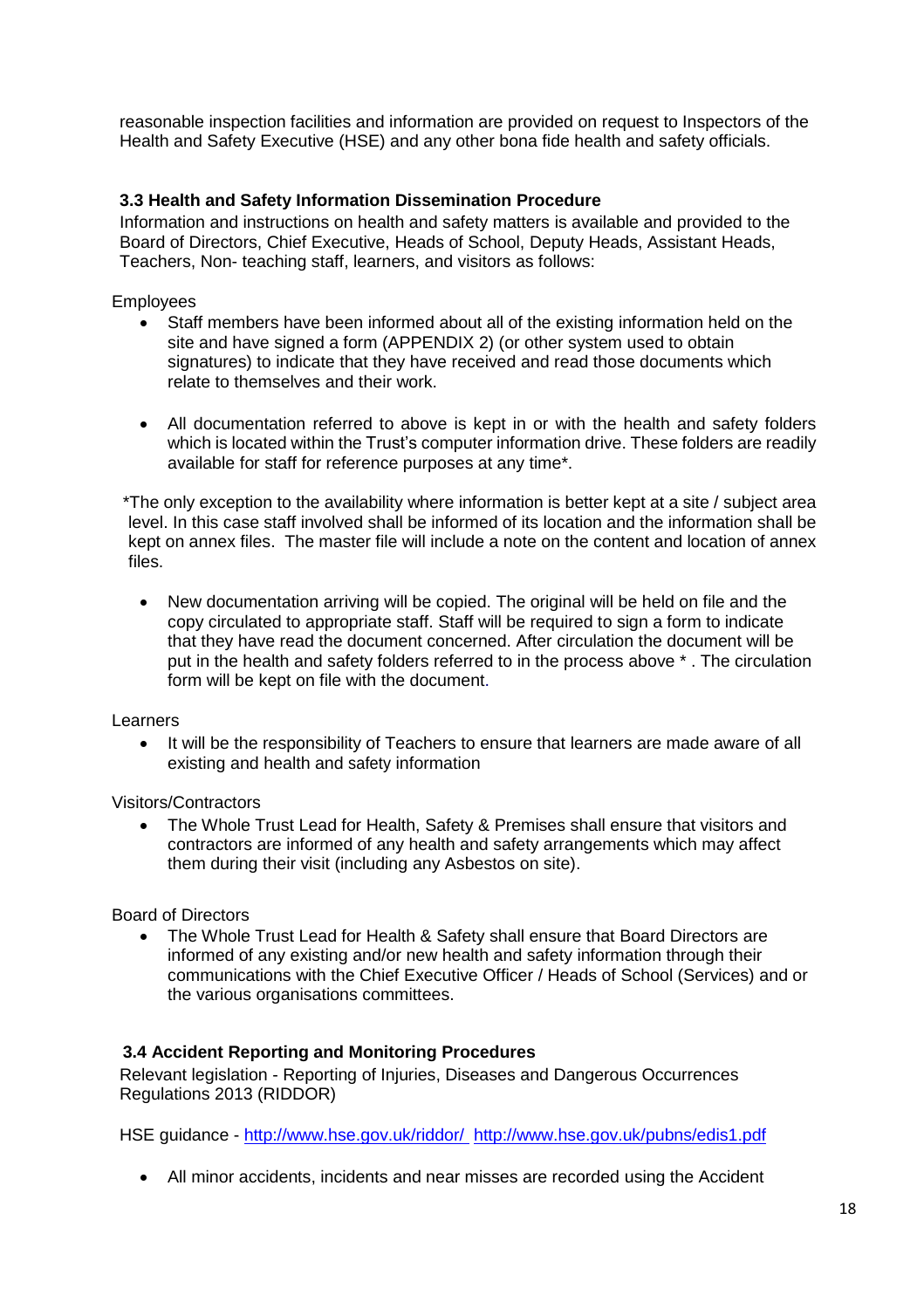reasonable inspection facilities and information are provided on request to Inspectors of the Health and Safety Executive (HSE) and any other bona fide health and safety officials.

### 3.3 Health and Safety Information Dissemination Procedure

Information and instructions on health and safety matters is available and provided to the Board of Directors, Chief Executive, Heads of School, Deputy Heads, Assistant Heads, Teachers, Non- teaching staff, learners, and visitors as follows:

Employees

- Staff members have been informed about all of the existing information held on the site and have signed a form (APPENDIX 2) (or other system used to obtain signatures) to indicate that they have received and read those documents which relate to themselves and their work.

- All documentation referred to above is kept in or with the health and safety folders which is located within the Trust's computer information drive. These folders are readily available for staff for reference purposes at any time*.

*The only exception to the availability where information is better kept at a site / subject area level. In this case staff involved shall be informed of its location and the information shall be kept on annex files. The master file will include a note on the content and location of annex files.

- New documentation arriving will be copied. The original will be held on file and the copy circulated to appropriate staff. Staff will be required to sign a form to indicate that they have read the document concerned. After circulation the document will be put in the health and safety folders referred to in the process above * . The circulation form will be kept on file with the document.

Learners

- It will be the responsibility of Teachers to ensure that learners are made aware of all existing and health and safety information

Visitors/Contractors

- The Whole Trust Lead for Health, Safety & Premises shall ensure that visitors and contractors are informed of any health and safety arrangements which may affect them during their visit (including any Asbestos on site).

Board of Directors

- The Whole Trust Lead for Health & Safety shall ensure that Board Directors are informed of any existing and/or new health and safety information through their communications with the Chief Executive Officer / Heads of School (Services) and or the various organisations committees.

### 3.4 Accident Reporting and Monitoring Procedures

Relevant legislation - Reporting of Injuries, Diseases and Dangerous Occurrences Regulations 2013 (RIDDOR)

HSE guidance - http://www.hse.gov.uk/riddor/ http://www.hse.gov.uk/pubns/edis1.pdf

- All minor accidents, incidents and near misses are recorded using the Accident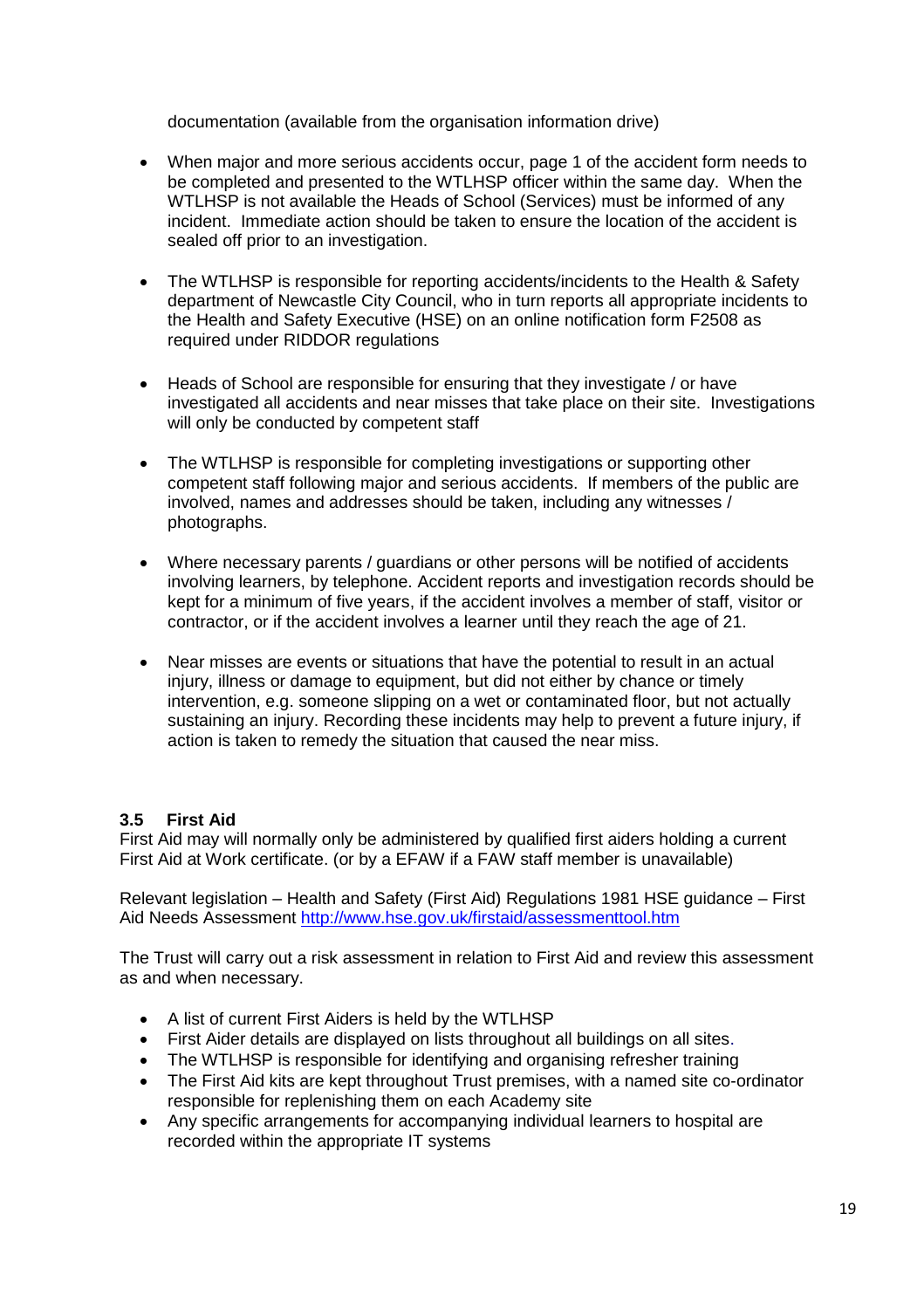documentation (available from the organisation information drive)

- When major and more serious accidents occur, page 1 of the accident form needs to be completed and presented to the WTLHSP officer within the same day. When the WTLHSP is not available the Heads of School (Services) must be informed of any incident. Immediate action should be taken to ensure the location of the accident is sealed off prior to an investigation.

- The WTLHSP is responsible for reporting accidents/incidents to the Health & Safety department of Newcastle City Council, who in turn reports all appropriate incidents to the Health and Safety Executive (HSE) on an online notification form F2508 as required under RIDDOR regulations

- Heads of School are responsible for ensuring that they investigate / or have investigated all accidents and near misses that take place on their site. Investigations will only be conducted by competent staff

- The WTLHSP is responsible for completing investigations or supporting other competent staff following major and serious accidents. If members of the public are involved, names and addresses should be taken, including any witnesses / photographs.

- Where necessary parents / guardians or other persons will be notified of accidents involving learners, by telephone. Accident reports and investigation records should be kept for a minimum of five years, if the accident involves a member of staff, visitor or contractor, or if the accident involves a learner until they reach the age of 21.

- Near misses are events or situations that have the potential to result in an actual injury, illness or damage to equipment, but did not either by chance or timely intervention, e.g. someone slipping on a wet or contaminated floor, but not actually sustaining an injury. Recording these incidents may help to prevent a future injury, if action is taken to remedy the situation that caused the near miss.

### 3.5 First Aid

First Aid may will normally only be administered by qualified first aiders holding a current First Aid at Work certificate. (or by a EFAW if a FAW staff member is unavailable)

Relevant legislation – Health and Safety (First Aid) Regulations 1981 HSE guidance – First Aid Needs Assessment http://www.hse.gov.uk/firstaid/assessmenttool.htm

The Trust will carry out a risk assessment in relation to First Aid and review this assessment as and when necessary.

- A list of current First Aiders is held by the WTLHSP
- First Aider details are displayed on lists throughout all buildings on all sites.
- The WTLHSP is responsible for identifying and organising refresher training
- The First Aid kits are kept throughout Trust premises, with a named site co-ordinator responsible for replenishing them on each Academy site
- Any specific arrangements for accompanying individual learners to hospital are recorded within the appropriate IT systems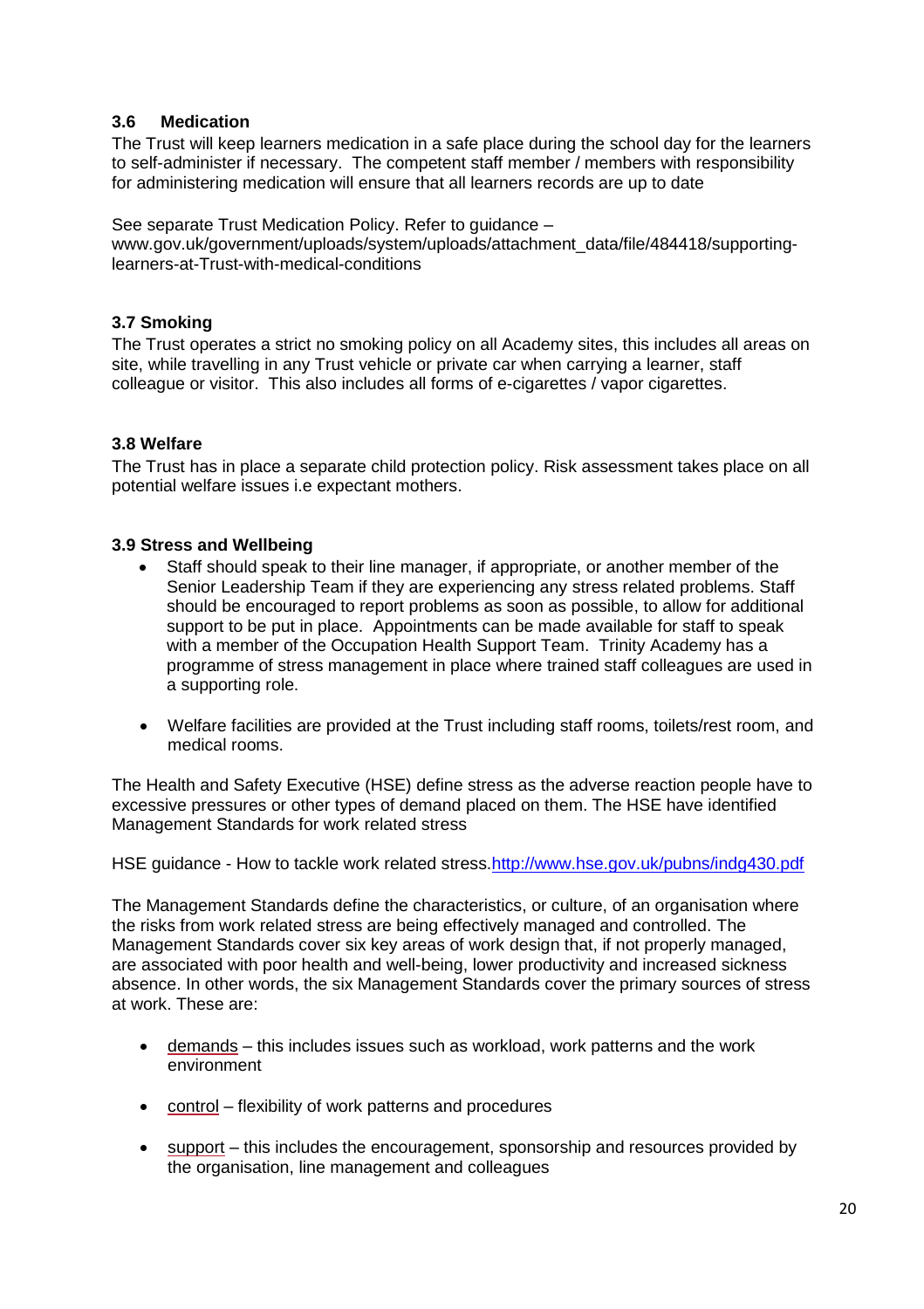### 3.6 Medication

The Trust will keep learners medication in a safe place during the school day for the learners to self-administer if necessary. The competent staff member / members with responsibility for administering medication will ensure that all learners records are up to date

See separate Trust Medication Policy. Refer to guidance – www.gov.uk/government/uploads/system/uploads/attachment_data/file/484418/supporting-learners-at-Trust-with-medical-conditions

### 3.7 Smoking

The Trust operates a strict no smoking policy on all Academy sites, this includes all areas on site, while travelling in any Trust vehicle or private car when carrying a learner, staff colleague or visitor. This also includes all forms of e-cigarettes / vapor cigarettes.

### 3.8 Welfare

The Trust has in place a separate child protection policy. Risk assessment takes place on all potential welfare issues i.e expectant mothers.

### 3.9 Stress and Wellbeing

- Staff should speak to their line manager, if appropriate, or another member of the Senior Leadership Team if they are experiencing any stress related problems. Staff should be encouraged to report problems as soon as possible, to allow for additional support to be put in place. Appointments can be made available for staff to speak with a member of the Occupation Health Support Team. Trinity Academy has a programme of stress management in place where trained staff colleagues are used in a supporting role.

- Welfare facilities are provided at the Trust including staff rooms, toilets/rest room, and medical rooms.

The Health and Safety Executive (HSE) define stress as the adverse reaction people have to excessive pressures or other types of demand placed on them. The HSE have identified Management Standards for work related stress

HSE guidance - How to tackle work related stress.[http://www.hse.gov.uk/pubns/indg430.pdf](http://www.hse.gov.uk/pubns/indg430.pdf)

The Management Standards define the characteristics, or culture, of an organisation where the risks from work related stress are being effectively managed and controlled. The Management Standards cover six key areas of work design that, if not properly managed, are associated with poor health and well-being, lower productivity and increased sickness absence. In other words, the six Management Standards cover the primary sources of stress at work. These are:

- demands – this includes issues such as workload, work patterns and the work environment

- control – flexibility of work patterns and procedures

- support – this includes the encouragement, sponsorship and resources provided by the organisation, line management and colleagues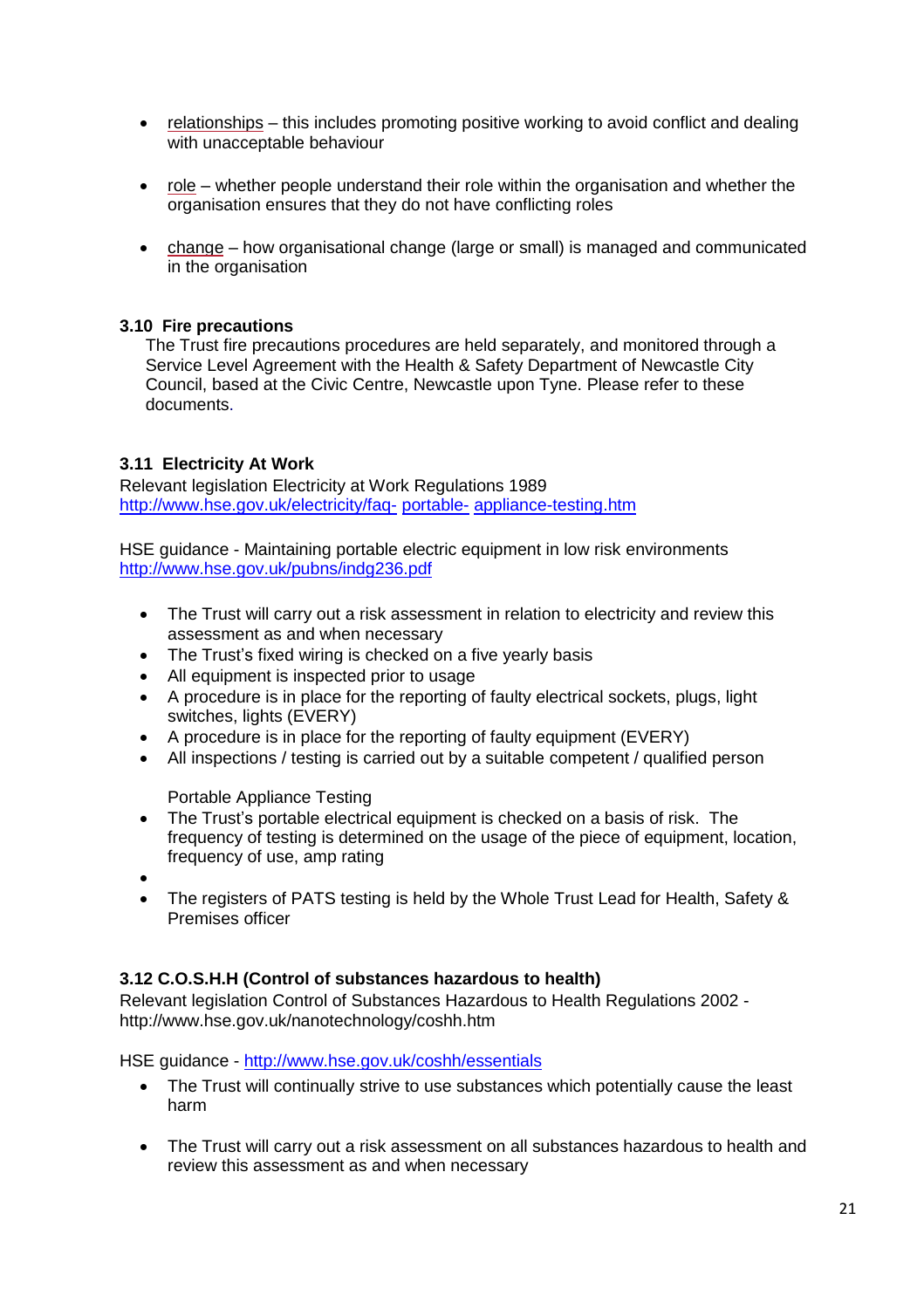- relationships – this includes promoting positive working to avoid conflict and dealing with unacceptable behaviour

- role – whether people understand their role within the organisation and whether the organisation ensures that they do not have conflicting roles

- change – how organisational change (large or small) is managed and communicated in the organisation

### 3.10 Fire precautions

The Trust fire precautions procedures are held separately, and monitored through a Service Level Agreement with the Health & Safety Department of Newcastle City Council, based at the Civic Centre, Newcastle upon Tyne. Please refer to these documents.

### 3.11 Electricity At Work

Relevant legislation Electricity at Work Regulations 1989
http://www.hse.gov.uk/electricity/faq- portable- appliance-testing.htm

HSE guidance - Maintaining portable electric equipment in low risk environments
http://www.hse.gov.uk/pubns/indg236.pdf

- The Trust will carry out a risk assessment in relation to electricity and review this assessment as and when necessary
- The Trust's fixed wiring is checked on a five yearly basis
- All equipment is inspected prior to usage
- A procedure is in place for the reporting of faulty electrical sockets, plugs, light switches, lights (EVERY)
- A procedure is in place for the reporting of faulty equipment (EVERY)
- All inspections / testing is carried out by a suitable competent / qualified person

Portable Appliance Testing

- The Trust's portable electrical equipment is checked on a basis of risk. The frequency of testing is determined on the usage of the piece of equipment, location, frequency of use, amp rating
- 
- The registers of PATS testing is held by the Whole Trust Lead for Health, Safety & Premises officer

### 3.12 C.O.S.H.H (Control of substances hazardous to health)

Relevant legislation Control of Substances Hazardous to Health Regulations 2002 - http://www.hse.gov.uk/nanotechnology/coshh.htm

HSE guidance - http://www.hse.gov.uk/coshh/essentials

- The Trust will continually strive to use substances which potentially cause the least harm

- The Trust will carry out a risk assessment on all substances hazardous to health and review this assessment as and when necessary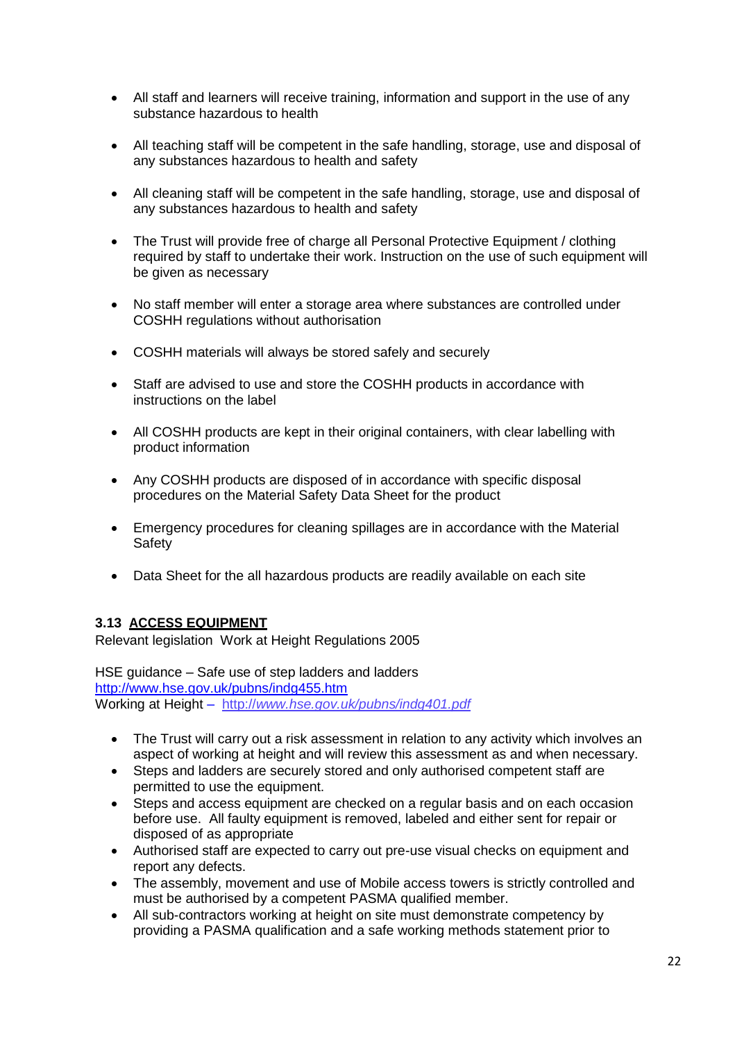- All staff and learners will receive training, information and support in the use of any substance hazardous to health

- All teaching staff will be competent in the safe handling, storage, use and disposal of any substances hazardous to health and safety

- All cleaning staff will be competent in the safe handling, storage, use and disposal of any substances hazardous to health and safety

- The Trust will provide free of charge all Personal Protective Equipment / clothing required by staff to undertake their work. Instruction on the use of such equipment will be given as necessary

- No staff member will enter a storage area where substances are controlled under COSHH regulations without authorisation

- COSHH materials will always be stored safely and securely

- Staff are advised to use and store the COSHH products in accordance with instructions on the label

- All COSHH products are kept in their original containers, with clear labelling with product information

- Any COSHH products are disposed of in accordance with specific disposal procedures on the Material Safety Data Sheet for the product

- Emergency procedures for cleaning spillages are in accordance with the Material Safety

- Data Sheet for the all hazardous products are readily available on each site

### 3.13 <u>ACCESS EQUIPMENT</u>

Relevant legislation Work at Height Regulations 2005

HSE guidance – Safe use of step ladders and ladders
http://www.hse.gov.uk/pubns/indg455.htm
Working at Height – *http://www.hse.gov.uk/pubns/indg401.pdf*

- The Trust will carry out a risk assessment in relation to any activity which involves an aspect of working at height and will review this assessment as and when necessary.
- Steps and ladders are securely stored and only authorised competent staff are permitted to use the equipment.
- Steps and access equipment are checked on a regular basis and on each occasion before use. All faulty equipment is removed, labeled and either sent for repair or disposed of as appropriate
- Authorised staff are expected to carry out pre-use visual checks on equipment and report any defects.
- The assembly, movement and use of Mobile access towers is strictly controlled and must be authorised by a competent PASMA qualified member.
- All sub-contractors working at height on site must demonstrate competency by providing a PASMA qualification and a safe working methods statement prior to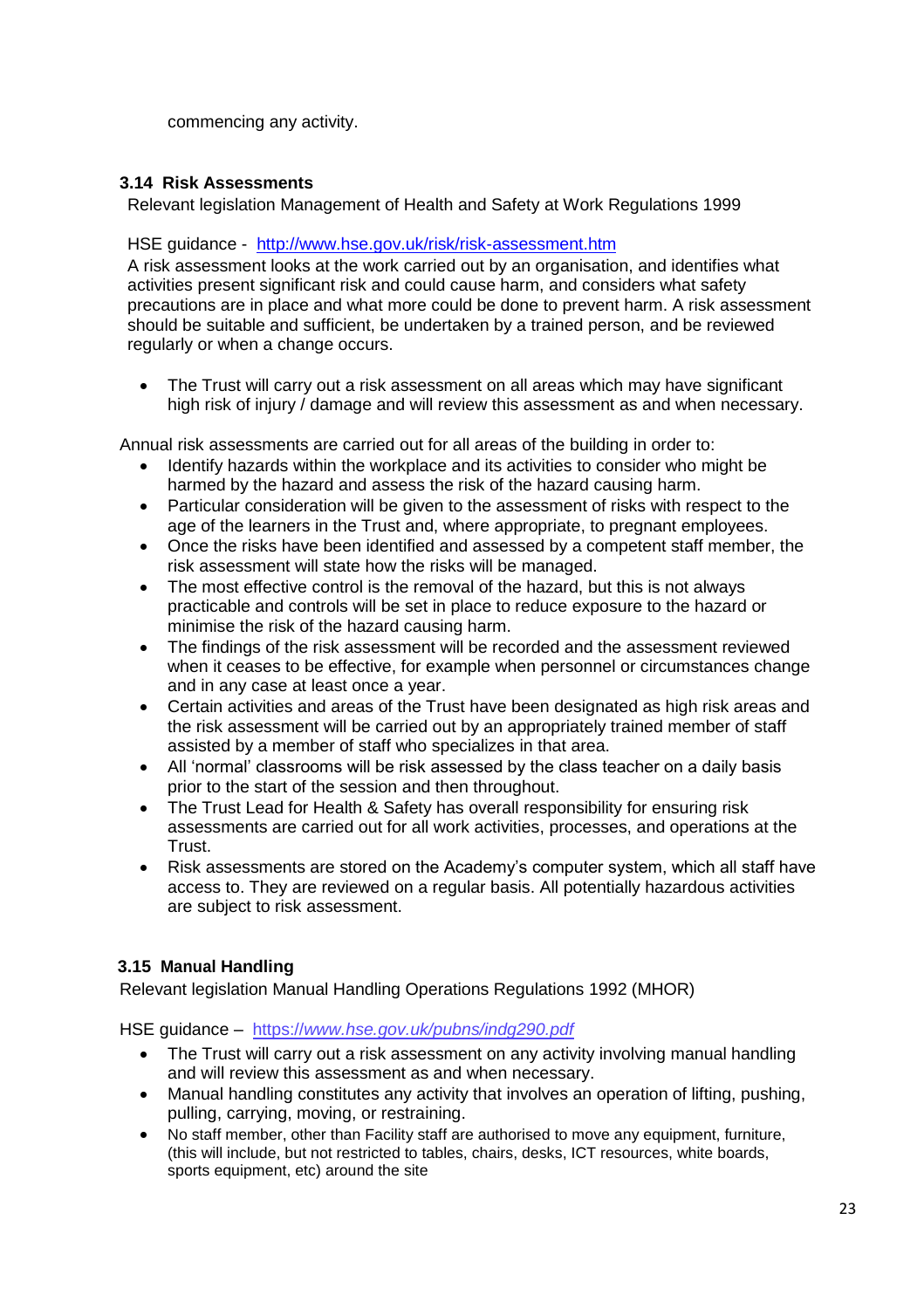commencing any activity.

### 3.14 Risk Assessments

Relevant legislation Management of Health and Safety at Work Regulations 1999

HSE guidance - http://www.hse.gov.uk/risk/risk-assessment.htm

A risk assessment looks at the work carried out by an organisation, and identifies what activities present significant risk and could cause harm, and considers what safety precautions are in place and what more could be done to prevent harm. A risk assessment should be suitable and sufficient, be undertaken by a trained person, and be reviewed regularly or when a change occurs.

- The Trust will carry out a risk assessment on all areas which may have significant high risk of injury / damage and will review this assessment as and when necessary.

Annual risk assessments are carried out for all areas of the building in order to:

- Identify hazards within the workplace and its activities to consider who might be harmed by the hazard and assess the risk of the hazard causing harm.
- Particular consideration will be given to the assessment of risks with respect to the age of the learners in the Trust and, where appropriate, to pregnant employees.
- Once the risks have been identified and assessed by a competent staff member, the risk assessment will state how the risks will be managed.
- The most effective control is the removal of the hazard, but this is not always practicable and controls will be set in place to reduce exposure to the hazard or minimise the risk of the hazard causing harm.
- The findings of the risk assessment will be recorded and the assessment reviewed when it ceases to be effective, for example when personnel or circumstances change and in any case at least once a year.
- Certain activities and areas of the Trust have been designated as high risk areas and the risk assessment will be carried out by an appropriately trained member of staff assisted by a member of staff who specializes in that area.
- All 'normal' classrooms will be risk assessed by the class teacher on a daily basis prior to the start of the session and then throughout.
- The Trust Lead for Health & Safety has overall responsibility for ensuring risk assessments are carried out for all work activities, processes, and operations at the Trust.
- Risk assessments are stored on the Academy's computer system, which all staff have access to. They are reviewed on a regular basis. All potentially hazardous activities are subject to risk assessment.

### 3.15 Manual Handling

Relevant legislation Manual Handling Operations Regulations 1992 (MHOR)

HSE guidance – https://*www.hse.gov.uk/pubns/indg290.pdf*

- The Trust will carry out a risk assessment on any activity involving manual handling and will review this assessment as and when necessary.
- Manual handling constitutes any activity that involves an operation of lifting, pushing, pulling, carrying, moving, or restraining.
- No staff member, other than Facility staff are authorised to move any equipment, furniture, (this will include, but not restricted to tables, chairs, desks, ICT resources, white boards, sports equipment, etc) around the site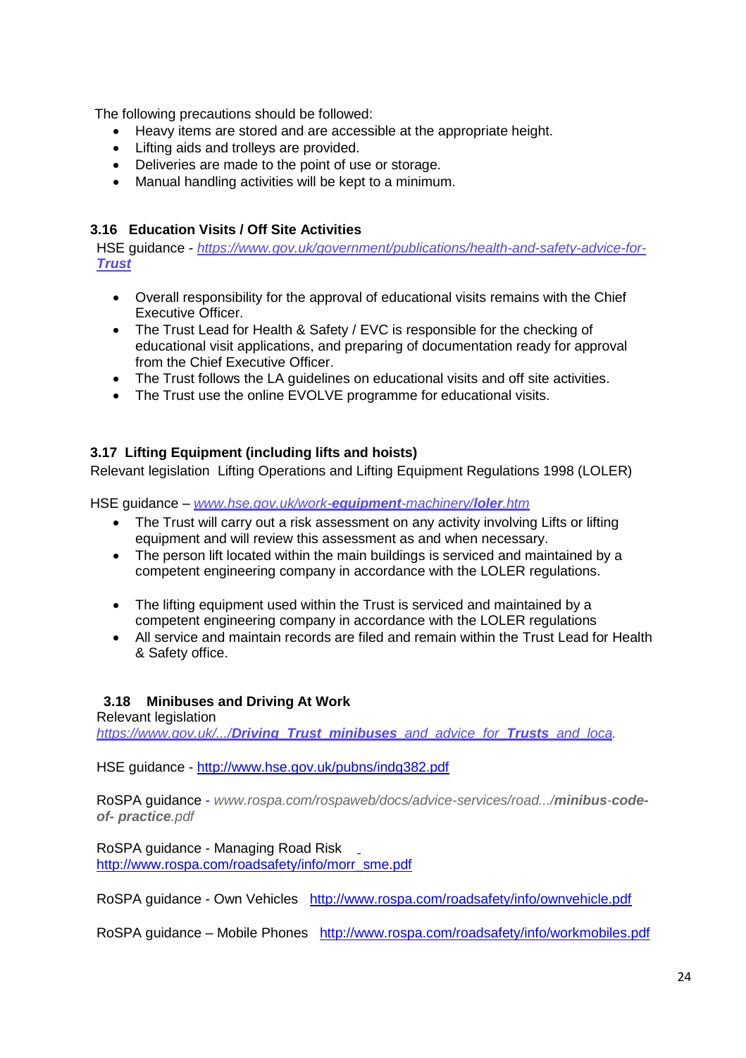The following precautions should be followed:

- Heavy items are stored and are accessible at the appropriate height.
- Lifting aids and trolleys are provided.
- Deliveries are made to the point of use or storage.
- Manual handling activities will be kept to a minimum.

### 3.16 Education Visits / Off Site Activities

HSE guidance - *https://www.gov.uk/government/publications/health-and-safety-advice-for-**Trust***

- Overall responsibility for the approval of educational visits remains with the Chief Executive Officer.
- The Trust Lead for Health & Safety / EVC is responsible for the checking of educational visit applications, and preparing of documentation ready for approval from the Chief Executive Officer.
- The Trust follows the LA guidelines on educational visits and off site activities.
- The Trust use the online EVOLVE programme for educational visits.

### 3.17 Lifting Equipment (including lifts and hoists)

Relevant legislation Lifting Operations and Lifting Equipment Regulations 1998 (LOLER)

HSE guidance – *www.hse.gov.uk/work-**equipment**-machinery/**loler**.htm*

- The Trust will carry out a risk assessment on any activity involving Lifts or lifting equipment and will review this assessment as and when necessary.
- The person lift located within the main buildings is serviced and maintained by a competent engineering company in accordance with the LOLER regulations.

- The lifting equipment used within the Trust is serviced and maintained by a competent engineering company in accordance with the LOLER regulations
- All service and maintain records are filed and remain within the Trust Lead for Health & Safety office.

### 3.18 Minibuses and Driving At Work

Relevant legislation
*https://www.gov.uk/.../**Driving_Trust_minibuses**_and_advice_for_**Trusts**_and_loca.*

HSE guidance - http://www.hse.gov.uk/pubns/indg382.pdf

RoSPA guidance - *www.rospa.com/rospaweb/docs/advice-services/road.../**minibus-code-of- practice**.pdf*

RoSPA guidance - Managing Road Risk
http://www.rospa.com/roadsafety/info/morr_sme.pdf

RoSPA guidance - Own Vehicles http://www.rospa.com/roadsafety/info/ownvehicle.pdf

RoSPA guidance – Mobile Phones http://www.rospa.com/roadsafety/info/workmobiles.pdf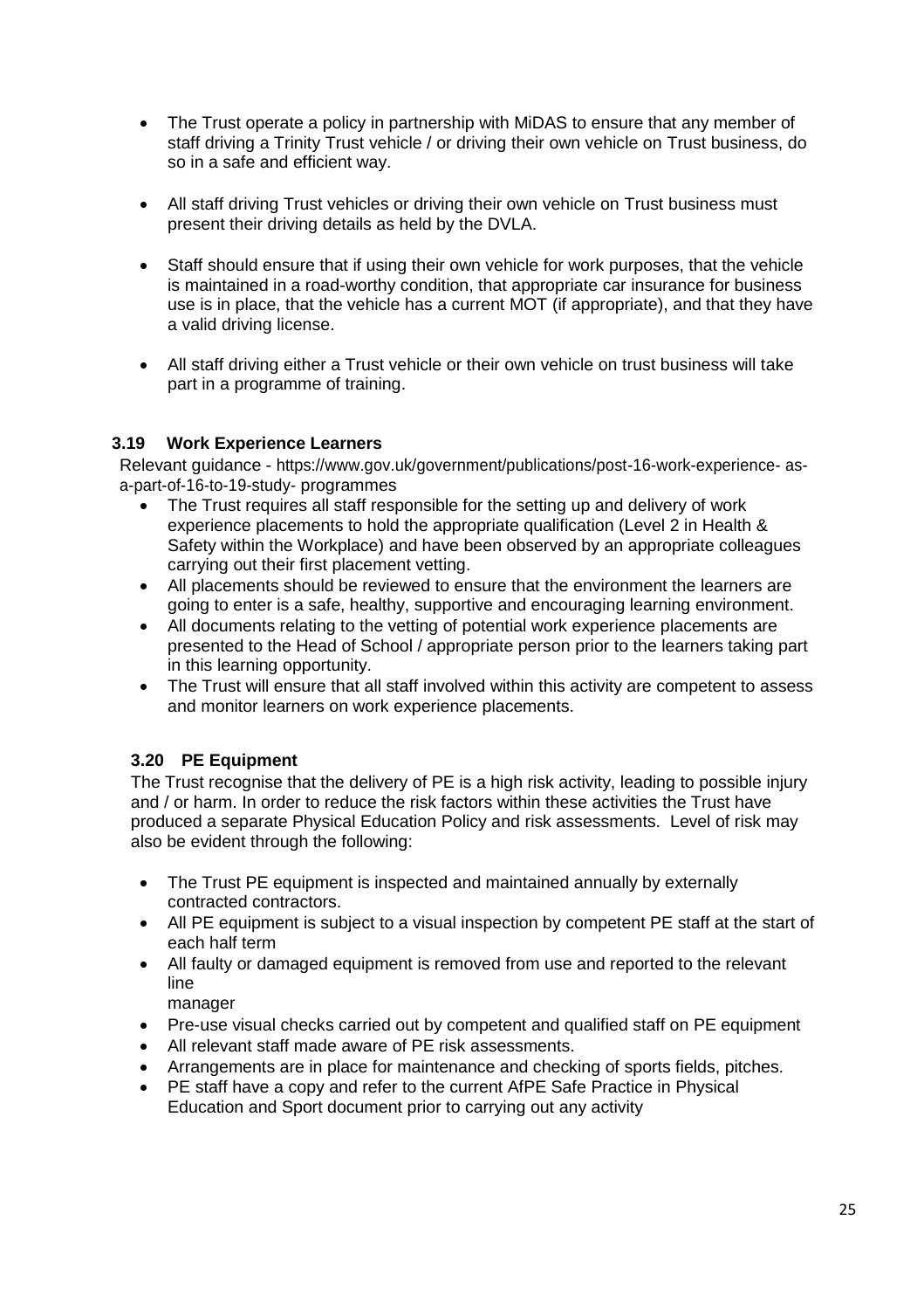- The Trust operate a policy in partnership with MiDAS to ensure that any member of staff driving a Trinity Trust vehicle / or driving their own vehicle on Trust business, do so in a safe and efficient way.

- All staff driving Trust vehicles or driving their own vehicle on Trust business must present their driving details as held by the DVLA.

- Staff should ensure that if using their own vehicle for work purposes, that the vehicle is maintained in a road-worthy condition, that appropriate car insurance for business use is in place, that the vehicle has a current MOT (if appropriate), and that they have a valid driving license.

- All staff driving either a Trust vehicle or their own vehicle on trust business will take part in a programme of training.

### 3.19 Work Experience Learners

Relevant guidance - https://www.gov.uk/government/publications/post-16-work-experience- as-a-part-of-16-to-19-study- programmes

- The Trust requires all staff responsible for the setting up and delivery of work experience placements to hold the appropriate qualification (Level 2 in Health & Safety within the Workplace) and have been observed by an appropriate colleagues carrying out their first placement vetting.
- All placements should be reviewed to ensure that the environment the learners are going to enter is a safe, healthy, supportive and encouraging learning environment.
- All documents relating to the vetting of potential work experience placements are presented to the Head of School / appropriate person prior to the learners taking part in this learning opportunity.
- The Trust will ensure that all staff involved within this activity are competent to assess and monitor learners on work experience placements.

### 3.20 PE Equipment

The Trust recognise that the delivery of PE is a high risk activity, leading to possible injury and / or harm. In order to reduce the risk factors within these activities the Trust have produced a separate Physical Education Policy and risk assessments. Level of risk may also be evident through the following:

- The Trust PE equipment is inspected and maintained annually by externally contracted contractors.
- All PE equipment is subject to a visual inspection by competent PE staff at the start of each half term
- All faulty or damaged equipment is removed from use and reported to the relevant line manager
- Pre-use visual checks carried out by competent and qualified staff on PE equipment
- All relevant staff made aware of PE risk assessments.
- Arrangements are in place for maintenance and checking of sports fields, pitches.
- PE staff have a copy and refer to the current AfPE Safe Practice in Physical Education and Sport document prior to carrying out any activity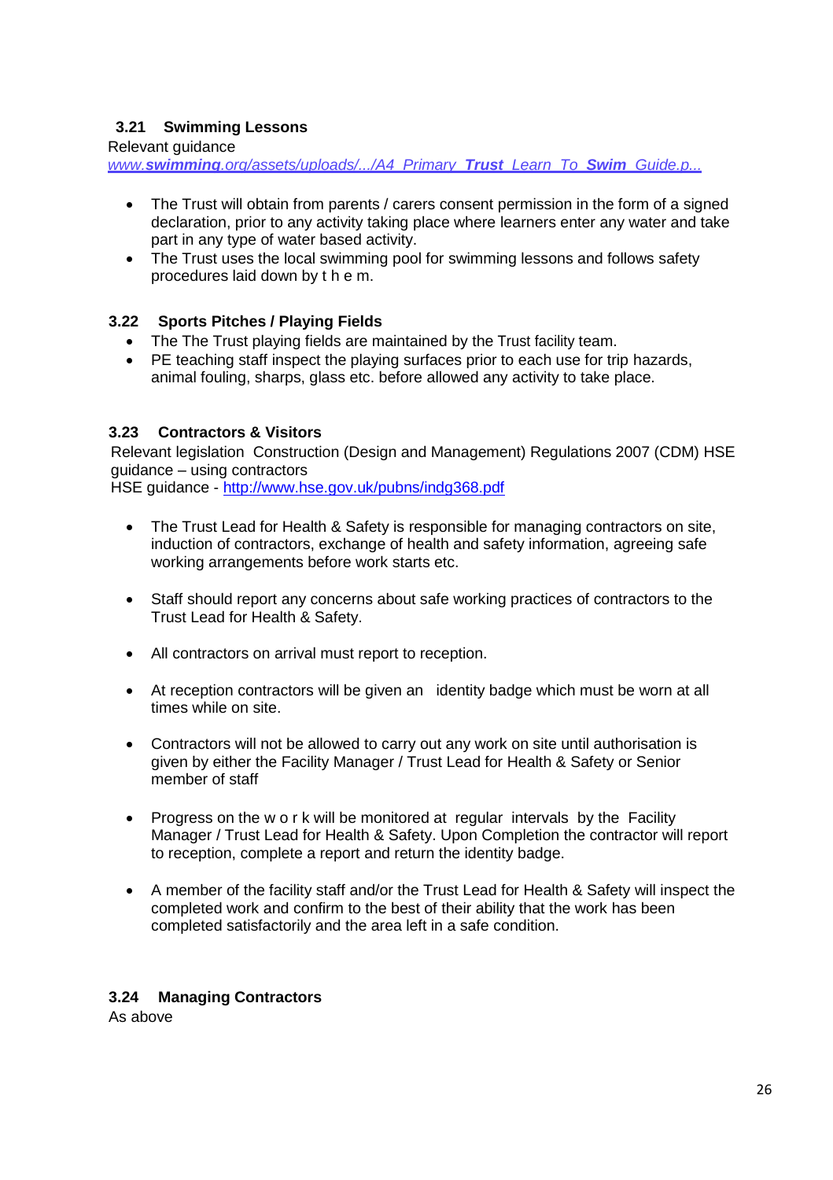### 3.21 Swimming Lessons

Relevant guidance

*www.**swimming**.org/assets/uploads/.../A4_Primary_**Trust**_Learn_To_**Swim**_Guide.p...*

- The Trust will obtain from parents / carers consent permission in the form of a signed declaration, prior to any activity taking place where learners enter any water and take part in any type of water based activity.
- The Trust uses the local swimming pool for swimming lessons and follows safety procedures laid down by t h e m.

### 3.22 Sports Pitches / Playing Fields

- The The Trust playing fields are maintained by the Trust facility team.
- PE teaching staff inspect the playing surfaces prior to each use for trip hazards, animal fouling, sharps, glass etc. before allowed any activity to take place.

### 3.23 Contractors & Visitors

Relevant legislation Construction (Design and Management) Regulations 2007 (CDM) HSE guidance – using contractors

HSE guidance - http://www.hse.gov.uk/pubns/indg368.pdf

- The Trust Lead for Health & Safety is responsible for managing contractors on site, induction of contractors, exchange of health and safety information, agreeing safe working arrangements before work starts etc.
- Staff should report any concerns about safe working practices of contractors to the Trust Lead for Health & Safety.
- All contractors on arrival must report to reception.
- At reception contractors will be given an identity badge which must be worn at all times while on site.
- Contractors will not be allowed to carry out any work on site until authorisation is given by either the Facility Manager / Trust Lead for Health & Safety or Senior member of staff
- Progress on the w o r k will be monitored at regular intervals by the Facility Manager / Trust Lead for Health & Safety. Upon Completion the contractor will report to reception, complete a report and return the identity badge.
- A member of the facility staff and/or the Trust Lead for Health & Safety will inspect the completed work and confirm to the best of their ability that the work has been completed satisfactorily and the area left in a safe condition.

### 3.24 Managing Contractors

As above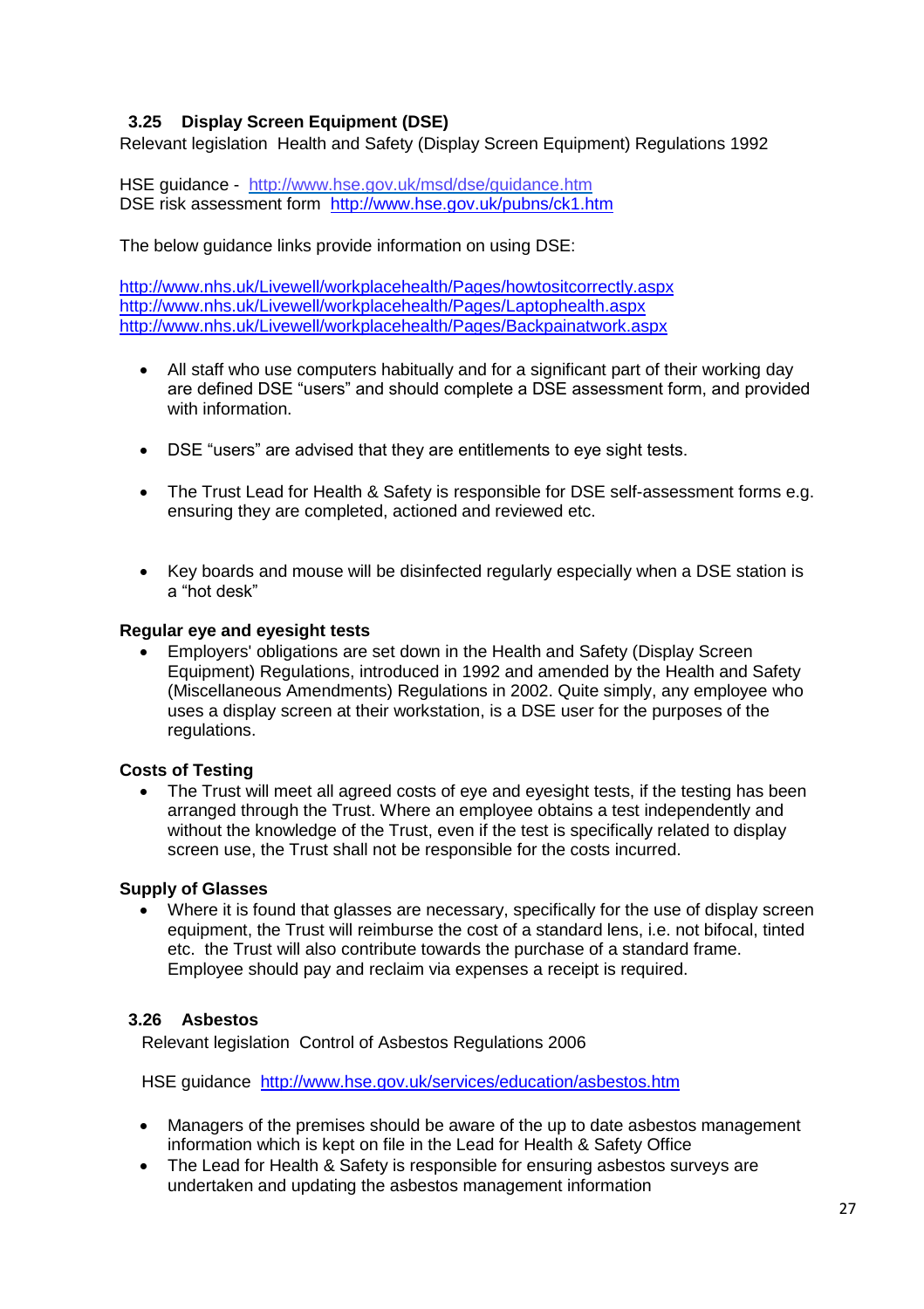### 3.25 Display Screen Equipment (DSE)

Relevant legislation Health and Safety (Display Screen Equipment) Regulations 1992

HSE guidance - http://www.hse.gov.uk/msd/dse/guidance.htm
DSE risk assessment form http://www.hse.gov.uk/pubns/ck1.htm

The below guidance links provide information on using DSE:

http://www.nhs.uk/Livewell/workplacehealth/Pages/howtositcorrectly.aspx
http://www.nhs.uk/Livewell/workplacehealth/Pages/Laptophealth.aspx
http://www.nhs.uk/Livewell/workplacehealth/Pages/Backpainatwork.aspx

- All staff who use computers habitually and for a significant part of their working day are defined DSE "users" and should complete a DSE assessment form, and provided with information.
- DSE "users" are advised that they are entitlements to eye sight tests.
- The Trust Lead for Health & Safety is responsible for DSE self-assessment forms e.g. ensuring they are completed, actioned and reviewed etc.
- Key boards and mouse will be disinfected regularly especially when a DSE station is a "hot desk"

**Regular eye and eyesight tests**

- Employers' obligations are set down in the Health and Safety (Display Screen Equipment) Regulations, introduced in 1992 and amended by the Health and Safety (Miscellaneous Amendments) Regulations in 2002. Quite simply, any employee who uses a display screen at their workstation, is a DSE user for the purposes of the regulations.

**Costs of Testing**

- The Trust will meet all agreed costs of eye and eyesight tests, if the testing has been arranged through the Trust. Where an employee obtains a test independently and without the knowledge of the Trust, even if the test is specifically related to display screen use, the Trust shall not be responsible for the costs incurred.

**Supply of Glasses**

- Where it is found that glasses are necessary, specifically for the use of display screen equipment, the Trust will reimburse the cost of a standard lens, i.e. not bifocal, tinted etc. the Trust will also contribute towards the purchase of a standard frame. Employee should pay and reclaim via expenses a receipt is required.

### 3.26 Asbestos

Relevant legislation Control of Asbestos Regulations 2006

HSE guidance http://www.hse.gov.uk/services/education/asbestos.htm

- Managers of the premises should be aware of the up to date asbestos management information which is kept on file in the Lead for Health & Safety Office
- The Lead for Health & Safety is responsible for ensuring asbestos surveys are undertaken and updating the asbestos management information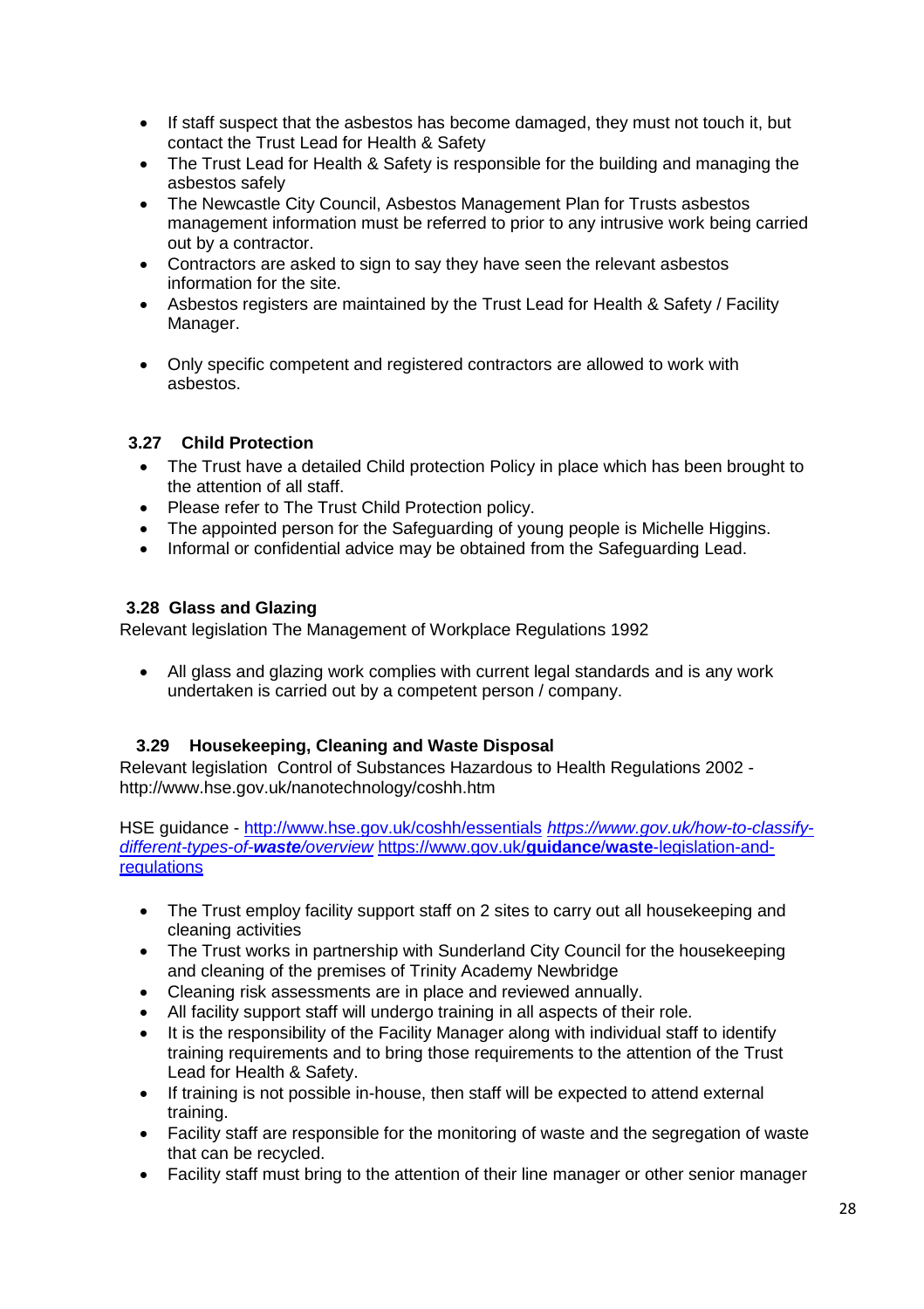- If staff suspect that the asbestos has become damaged, they must not touch it, but contact the Trust Lead for Health & Safety
- The Trust Lead for Health & Safety is responsible for the building and managing the asbestos safely
- The Newcastle City Council, Asbestos Management Plan for Trusts asbestos management information must be referred to prior to any intrusive work being carried out by a contractor.
- Contractors are asked to sign to say they have seen the relevant asbestos information for the site.
- Asbestos registers are maintained by the Trust Lead for Health & Safety / Facility Manager.
- Only specific competent and registered contractors are allowed to work with asbestos.

### 3.27 Child Protection

- The Trust have a detailed Child protection Policy in place which has been brought to the attention of all staff.
- Please refer to The Trust Child Protection policy.
- The appointed person for the Safeguarding of young people is Michelle Higgins.
- Informal or confidential advice may be obtained from the Safeguarding Lead.

### 3.28 Glass and Glazing

Relevant legislation The Management of Workplace Regulations 1992

- All glass and glazing work complies with current legal standards and is any work undertaken is carried out by a competent person / company.

### 3.29 Housekeeping, Cleaning and Waste Disposal

Relevant legislation Control of Substances Hazardous to Health Regulations 2002 - http://www.hse.gov.uk/nanotechnology/coshh.htm

HSE guidance - [http://www.hse.gov.uk/coshh/essentials](http://www.hse.gov.uk/coshh/essentials) [*https://www.gov.uk/how-to-classify-different-types-of-**waste**/overview*](https://www.gov.uk/how-to-classify-different-types-of-waste/overview) [https://www.gov.uk/**guidance**/**waste**-legislation-and-regulations](https://www.gov.uk/guidance/waste-legislation-and-regulations)

- The Trust employ facility support staff on 2 sites to carry out all housekeeping and cleaning activities
- The Trust works in partnership with Sunderland City Council for the housekeeping and cleaning of the premises of Trinity Academy Newbridge
- Cleaning risk assessments are in place and reviewed annually.
- All facility support staff will undergo training in all aspects of their role.
- It is the responsibility of the Facility Manager along with individual staff to identify training requirements and to bring those requirements to the attention of the Trust Lead for Health & Safety.
- If training is not possible in-house, then staff will be expected to attend external training.
- Facility staff are responsible for the monitoring of waste and the segregation of waste that can be recycled.
- Facility staff must bring to the attention of their line manager or other senior manager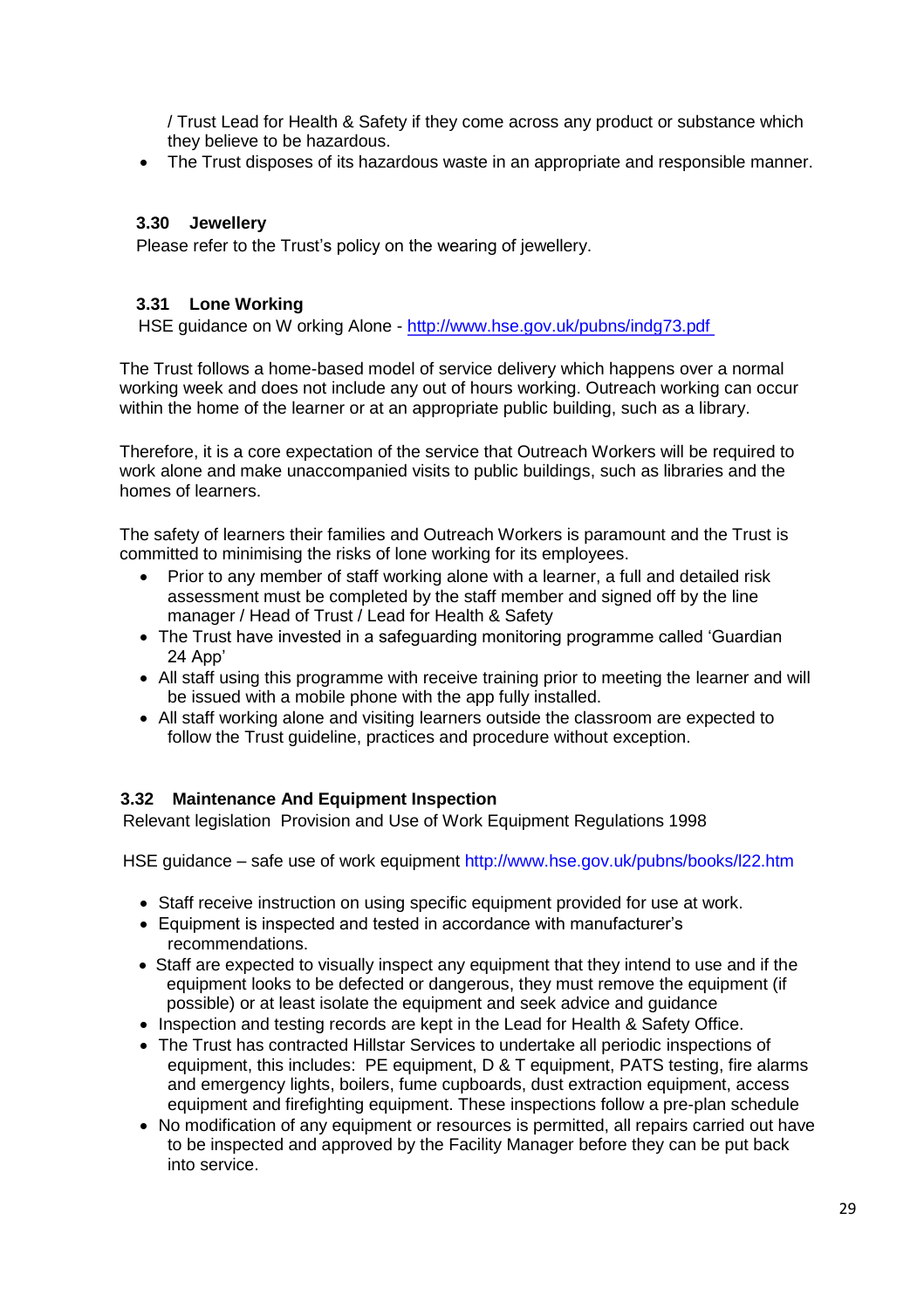/ Trust Lead for Health & Safety if they come across any product or substance which they believe to be hazardous.

- The Trust disposes of its hazardous waste in an appropriate and responsible manner.

### 3.30 Jewellery

Please refer to the Trust's policy on the wearing of jewellery.

### 3.31 Lone Working

HSE guidance on W orking Alone - http://www.hse.gov.uk/pubns/indg73.pdf

The Trust follows a home-based model of service delivery which happens over a normal working week and does not include any out of hours working. Outreach working can occur within the home of the learner or at an appropriate public building, such as a library.

Therefore, it is a core expectation of the service that Outreach Workers will be required to work alone and make unaccompanied visits to public buildings, such as libraries and the homes of learners.

The safety of learners their families and Outreach Workers is paramount and the Trust is committed to minimising the risks of lone working for its employees.

- Prior to any member of staff working alone with a learner, a full and detailed risk assessment must be completed by the staff member and signed off by the line manager / Head of Trust / Lead for Health & Safety
- The Trust have invested in a safeguarding monitoring programme called 'Guardian 24 App'
- All staff using this programme with receive training prior to meeting the learner and will be issued with a mobile phone with the app fully installed.
- All staff working alone and visiting learners outside the classroom are expected to follow the Trust guideline, practices and procedure without exception.

### 3.32 Maintenance And Equipment Inspection

Relevant legislation Provision and Use of Work Equipment Regulations 1998

HSE guidance – safe use of work equipment http://www.hse.gov.uk/pubns/books/l22.htm

- Staff receive instruction on using specific equipment provided for use at work.
- Equipment is inspected and tested in accordance with manufacturer's recommendations.
- Staff are expected to visually inspect any equipment that they intend to use and if the equipment looks to be defected or dangerous, they must remove the equipment (if possible) or at least isolate the equipment and seek advice and guidance
- Inspection and testing records are kept in the Lead for Health & Safety Office.
- The Trust has contracted Hillstar Services to undertake all periodic inspections of equipment, this includes: PE equipment, D & T equipment, PATS testing, fire alarms and emergency lights, boilers, fume cupboards, dust extraction equipment, access equipment and firefighting equipment. These inspections follow a pre-plan schedule
- No modification of any equipment or resources is permitted, all repairs carried out have to be inspected and approved by the Facility Manager before they can be put back into service.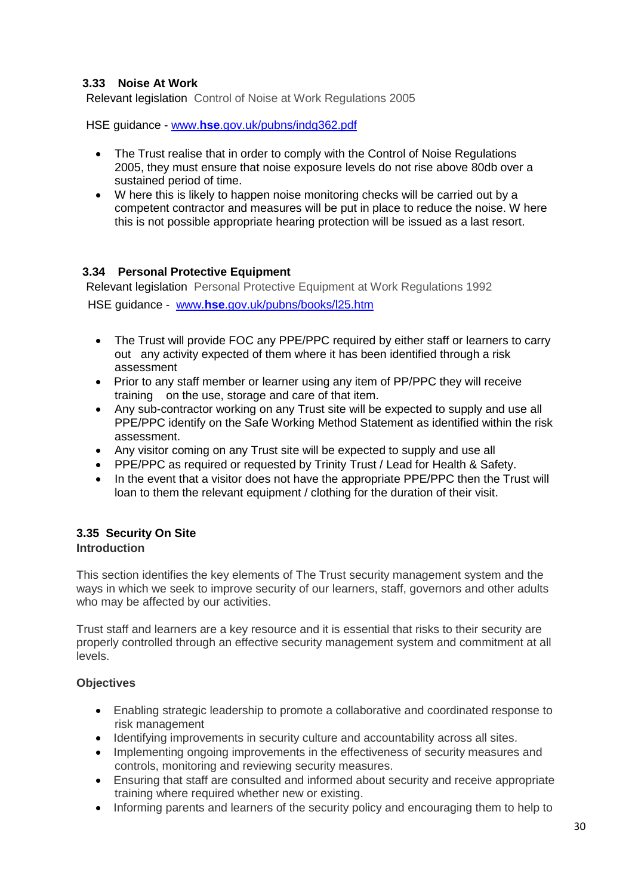### 3.33 Noise At Work

Relevant legislation Control of Noise at Work Regulations 2005

HSE guidance - [www.**hse**.gov.uk/pubns/indg362.pdf](www.hse.gov.uk/pubns/indg362.pdf)

- The Trust realise that in order to comply with the Control of Noise Regulations 2005, they must ensure that noise exposure levels do not rise above 80db over a sustained period of time.
- W here this is likely to happen noise monitoring checks will be carried out by a competent contractor and measures will be put in place to reduce the noise. W here this is not possible appropriate hearing protection will be issued as a last resort.

### 3.34 Personal Protective Equipment

Relevant legislation Personal Protective Equipment at Work Regulations 1992

HSE guidance - [www.**hse**.gov.uk/pubns/books/l25.htm](www.hse.gov.uk/pubns/books/l25.htm)

- The Trust will provide FOC any PPE/PPC required by either staff or learners to carry out any activity expected of them where it has been identified through a risk assessment
- Prior to any staff member or learner using any item of PP/PPC they will receive training on the use, storage and care of that item.
- Any sub-contractor working on any Trust site will be expected to supply and use all PPE/PPC identify on the Safe Working Method Statement as identified within the risk assessment.
- Any visitor coming on any Trust site will be expected to supply and use all
- PPE/PPC as required or requested by Trinity Trust / Lead for Health & Safety.
- In the event that a visitor does not have the appropriate PPE/PPC then the Trust will loan to them the relevant equipment / clothing for the duration of their visit.

### 3.35 Security On Site

**Introduction**

This section identifies the key elements of The Trust security management system and the ways in which we seek to improve security of our learners, staff, governors and other adults who may be affected by our activities.

Trust staff and learners are a key resource and it is essential that risks to their security are properly controlled through an effective security management system and commitment at all levels.

**Objectives**

- Enabling strategic leadership to promote a collaborative and coordinated response to risk management
- Identifying improvements in security culture and accountability across all sites.
- Implementing ongoing improvements in the effectiveness of security measures and controls, monitoring and reviewing security measures.
- Ensuring that staff are consulted and informed about security and receive appropriate training where required whether new or existing.
- Informing parents and learners of the security policy and encouraging them to help to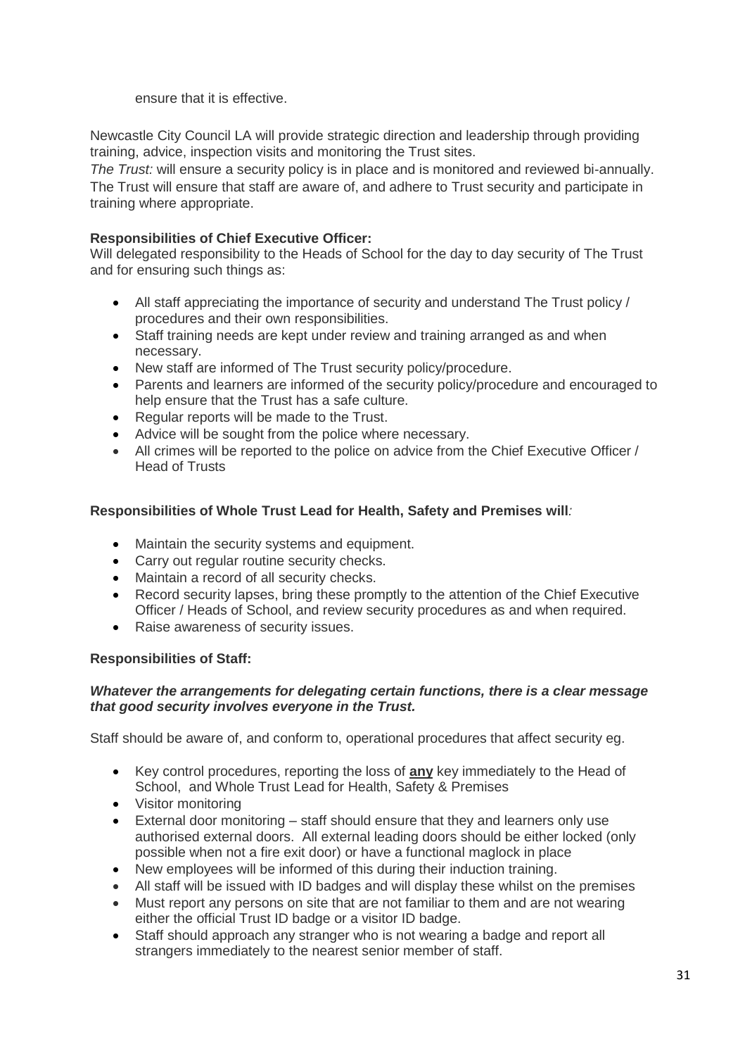ensure that it is effective.

Newcastle City Council LA will provide strategic direction and leadership through providing training, advice, inspection visits and monitoring the Trust sites.

*The Trust:* will ensure a security policy is in place and is monitored and reviewed bi-annually. The Trust will ensure that staff are aware of, and adhere to Trust security and participate in training where appropriate.

**Responsibilities of Chief Executive Officer:**
Will delegated responsibility to the Heads of School for the day to day security of The Trust and for ensuring such things as:

- All staff appreciating the importance of security and understand The Trust policy / procedures and their own responsibilities.
- Staff training needs are kept under review and training arranged as and when necessary.
- New staff are informed of The Trust security policy/procedure.
- Parents and learners are informed of the security policy/procedure and encouraged to help ensure that the Trust has a safe culture.
- Regular reports will be made to the Trust.
- Advice will be sought from the police where necessary.
- All crimes will be reported to the police on advice from the Chief Executive Officer / Head of Trusts

**Responsibilities of Whole Trust Lead for Health, Safety and Premises will***:*

- Maintain the security systems and equipment.
- Carry out regular routine security checks.
- Maintain a record of all security checks.
- Record security lapses, bring these promptly to the attention of the Chief Executive Officer / Heads of School, and review security procedures as and when required.
- Raise awareness of security issues.

**Responsibilities of Staff:**

***Whatever the arrangements for delegating certain functions, there is a clear message that good security involves everyone in the Trust.***

Staff should be aware of, and conform to, operational procedures that affect security eg.

- Key control procedures, reporting the loss of **any** key immediately to the Head of School, and Whole Trust Lead for Health, Safety & Premises
- Visitor monitoring
- External door monitoring – staff should ensure that they and learners only use authorised external doors. All external leading doors should be either locked (only possible when not a fire exit door) or have a functional maglock in place
- New employees will be informed of this during their induction training.
- All staff will be issued with ID badges and will display these whilst on the premises
- Must report any persons on site that are not familiar to them and are not wearing either the official Trust ID badge or a visitor ID badge.
- Staff should approach any stranger who is not wearing a badge and report all strangers immediately to the nearest senior member of staff.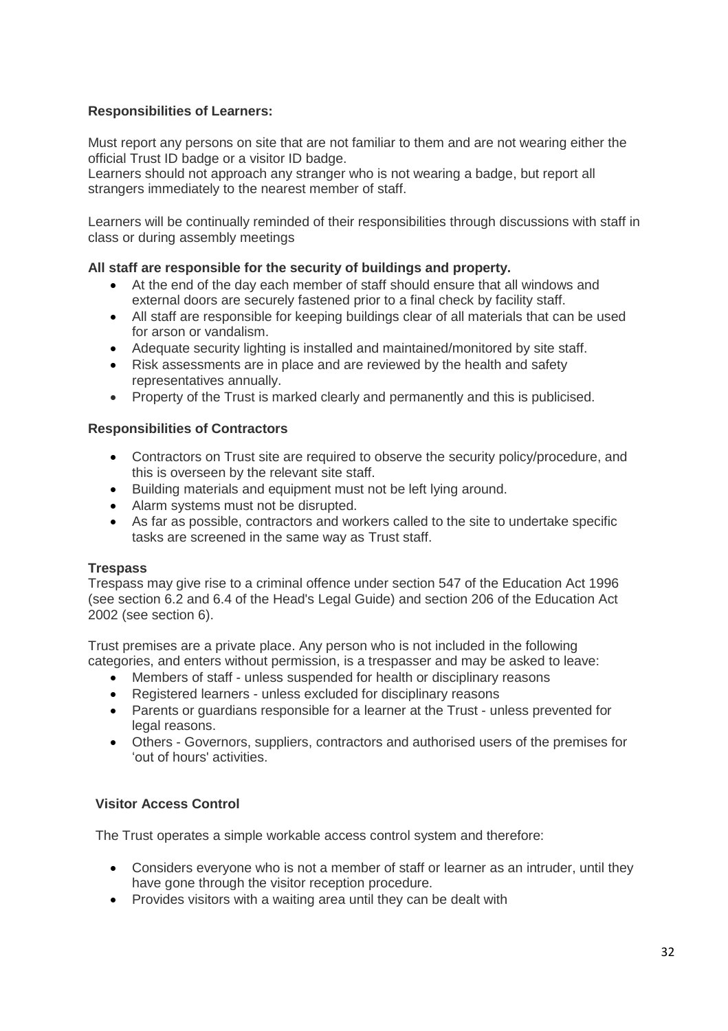**Responsibilities of Learners:**

Must report any persons on site that are not familiar to them and are not wearing either the official Trust ID badge or a visitor ID badge.
Learners should not approach any stranger who is not wearing a badge, but report all strangers immediately to the nearest member of staff.

Learners will be continually reminded of their responsibilities through discussions with staff in class or during assembly meetings

**All staff are responsible for the security of buildings and property.**

- At the end of the day each member of staff should ensure that all windows and external doors are securely fastened prior to a final check by facility staff.
- All staff are responsible for keeping buildings clear of all materials that can be used for arson or vandalism.
- Adequate security lighting is installed and maintained/monitored by site staff.
- Risk assessments are in place and are reviewed by the health and safety representatives annually.
- Property of the Trust is marked clearly and permanently and this is publicised.

**Responsibilities of Contractors**

- Contractors on Trust site are required to observe the security policy/procedure, and this is overseen by the relevant site staff.
- Building materials and equipment must not be left lying around.
- Alarm systems must not be disrupted.
- As far as possible, contractors and workers called to the site to undertake specific tasks are screened in the same way as Trust staff.

**Trespass**

Trespass may give rise to a criminal offence under section 547 of the Education Act 1996 (see section 6.2 and 6.4 of the Head's Legal Guide) and section 206 of the Education Act 2002 (see section 6).

Trust premises are a private place. Any person who is not included in the following categories, and enters without permission, is a trespasser and may be asked to leave:

- Members of staff - unless suspended for health or disciplinary reasons
- Registered learners - unless excluded for disciplinary reasons
- Parents or guardians responsible for a learner at the Trust - unless prevented for legal reasons.
- Others - Governors, suppliers, contractors and authorised users of the premises for 'out of hours' activities.

**Visitor Access Control**

The Trust operates a simple workable access control system and therefore:

- Considers everyone who is not a member of staff or learner as an intruder, until they have gone through the visitor reception procedure.
- Provides visitors with a waiting area until they can be dealt with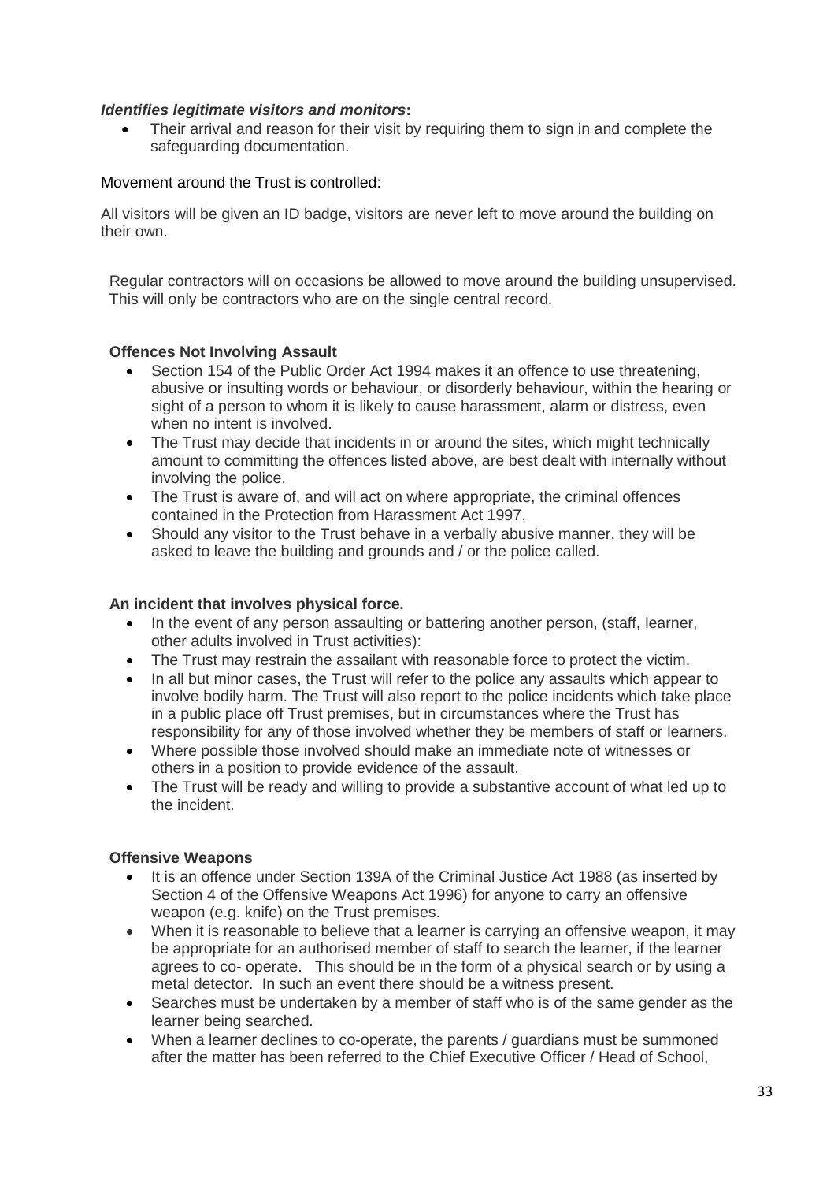***Identifies legitimate visitors and monitors*:**

- Their arrival and reason for their visit by requiring them to sign in and complete the safeguarding documentation.

Movement around the Trust is controlled:

All visitors will be given an ID badge, visitors are never left to move around the building on their own.

Regular contractors will on occasions be allowed to move around the building unsupervised. This will only be contractors who are on the single central record.

**Offences Not Involving Assault**

- Section 154 of the Public Order Act 1994 makes it an offence to use threatening, abusive or insulting words or behaviour, or disorderly behaviour, within the hearing or sight of a person to whom it is likely to cause harassment, alarm or distress, even when no intent is involved.
- The Trust may decide that incidents in or around the sites, which might technically amount to committing the offences listed above, are best dealt with internally without involving the police.
- The Trust is aware of, and will act on where appropriate, the criminal offences contained in the Protection from Harassment Act 1997.
- Should any visitor to the Trust behave in a verbally abusive manner, they will be asked to leave the building and grounds and / or the police called.

**An incident that involves physical force.**

- In the event of any person assaulting or battering another person, (staff, learner, other adults involved in Trust activities):
- The Trust may restrain the assailant with reasonable force to protect the victim.
- In all but minor cases, the Trust will refer to the police any assaults which appear to involve bodily harm. The Trust will also report to the police incidents which take place in a public place off Trust premises, but in circumstances where the Trust has responsibility for any of those involved whether they be members of staff or learners.
- Where possible those involved should make an immediate note of witnesses or others in a position to provide evidence of the assault.
- The Trust will be ready and willing to provide a substantive account of what led up to the incident.

**Offensive Weapons**

- It is an offence under Section 139A of the Criminal Justice Act 1988 (as inserted by Section 4 of the Offensive Weapons Act 1996) for anyone to carry an offensive weapon (e.g. knife) on the Trust premises.
- When it is reasonable to believe that a learner is carrying an offensive weapon, it may be appropriate for an authorised member of staff to search the learner, if the learner agrees to co- operate. This should be in the form of a physical search or by using a metal detector. In such an event there should be a witness present.
- Searches must be undertaken by a member of staff who is of the same gender as the learner being searched.
- When a learner declines to co-operate, the parents / guardians must be summoned after the matter has been referred to the Chief Executive Officer / Head of School,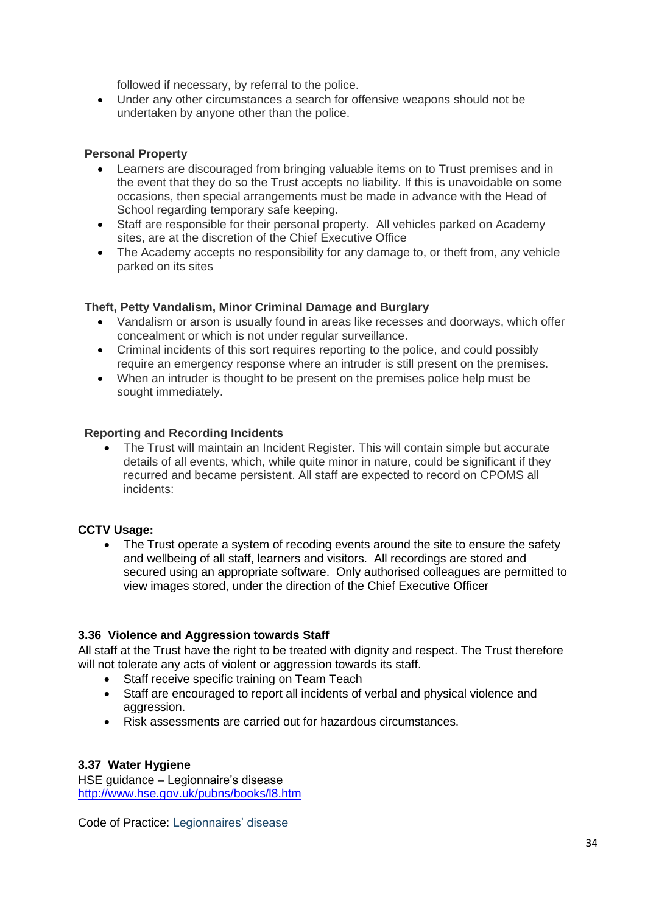followed if necessary, by referral to the police.

- Under any other circumstances a search for offensive weapons should not be undertaken by anyone other than the police.

**Personal Property**

- Learners are discouraged from bringing valuable items on to Trust premises and in the event that they do so the Trust accepts no liability. If this is unavoidable on some occasions, then special arrangements must be made in advance with the Head of School regarding temporary safe keeping.
- Staff are responsible for their personal property. All vehicles parked on Academy sites, are at the discretion of the Chief Executive Office
- The Academy accepts no responsibility for any damage to, or theft from, any vehicle parked on its sites

**Theft, Petty Vandalism, Minor Criminal Damage and Burglary**

- Vandalism or arson is usually found in areas like recesses and doorways, which offer concealment or which is not under regular surveillance.
- Criminal incidents of this sort requires reporting to the police, and could possibly require an emergency response where an intruder is still present on the premises.
- When an intruder is thought to be present on the premises police help must be sought immediately.

**Reporting and Recording Incidents**

- The Trust will maintain an Incident Register. This will contain simple but accurate details of all events, which, while quite minor in nature, could be significant if they recurred and became persistent. All staff are expected to record on CPOMS all incidents:

**CCTV Usage:**

- The Trust operate a system of recoding events around the site to ensure the safety and wellbeing of all staff, learners and visitors. All recordings are stored and secured using an appropriate software. Only authorised colleagues are permitted to view images stored, under the direction of the Chief Executive Officer

### 3.36 Violence and Aggression towards Staff

All staff at the Trust have the right to be treated with dignity and respect. The Trust therefore will not tolerate any acts of violent or aggression towards its staff.

- Staff receive specific training on Team Teach
- Staff are encouraged to report all incidents of verbal and physical violence and aggression.
- Risk assessments are carried out for hazardous circumstances.

### 3.37 Water Hygiene

HSE guidance – Legionnaire's disease
http://www.hse.gov.uk/pubns/books/l8.htm

Code of Practice: Legionnaires' disease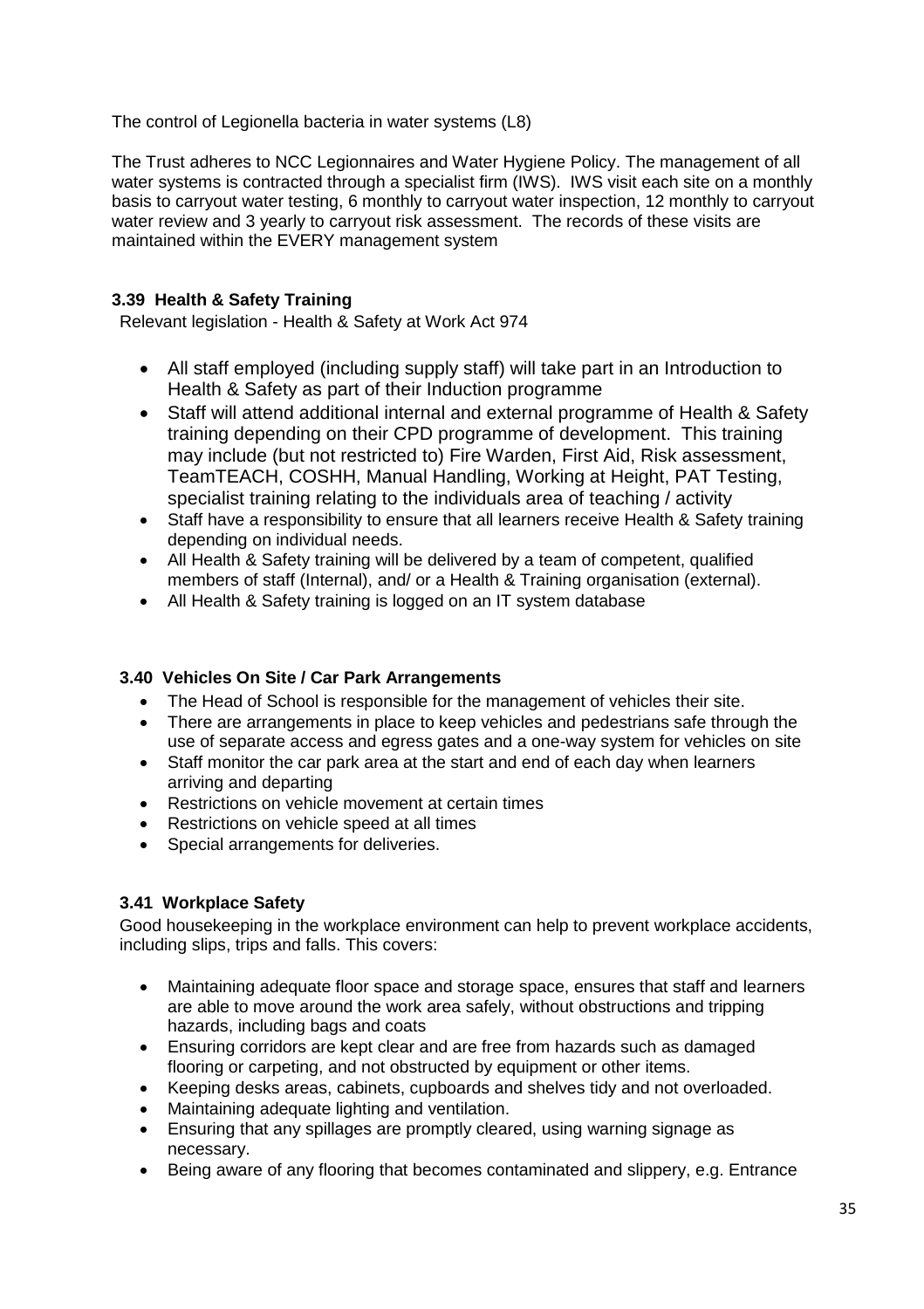The control of Legionella bacteria in water systems (L8)

The Trust adheres to NCC Legionnaires and Water Hygiene Policy. The management of all water systems is contracted through a specialist firm (IWS). IWS visit each site on a monthly basis to carryout water testing, 6 monthly to carryout water inspection, 12 monthly to carryout water review and 3 yearly to carryout risk assessment. The records of these visits are maintained within the EVERY management system

### 3.39 Health & Safety Training

Relevant legislation - Health & Safety at Work Act 974

- All staff employed (including supply staff) will take part in an Introduction to Health & Safety as part of their Induction programme
- Staff will attend additional internal and external programme of Health & Safety training depending on their CPD programme of development. This training may include (but not restricted to) Fire Warden, First Aid, Risk assessment, TeamTEACH, COSHH, Manual Handling, Working at Height, PAT Testing, specialist training relating to the individuals area of teaching / activity
- Staff have a responsibility to ensure that all learners receive Health & Safety training depending on individual needs.
- All Health & Safety training will be delivered by a team of competent, qualified members of staff (Internal), and/ or a Health & Training organisation (external).
- All Health & Safety training is logged on an IT system database

### 3.40 Vehicles On Site / Car Park Arrangements

- The Head of School is responsible for the management of vehicles their site.
- There are arrangements in place to keep vehicles and pedestrians safe through the use of separate access and egress gates and a one-way system for vehicles on site
- Staff monitor the car park area at the start and end of each day when learners arriving and departing
- Restrictions on vehicle movement at certain times
- Restrictions on vehicle speed at all times
- Special arrangements for deliveries.

### 3.41 Workplace Safety

Good housekeeping in the workplace environment can help to prevent workplace accidents, including slips, trips and falls. This covers:

- Maintaining adequate floor space and storage space, ensures that staff and learners are able to move around the work area safely, without obstructions and tripping hazards, including bags and coats
- Ensuring corridors are kept clear and are free from hazards such as damaged flooring or carpeting, and not obstructed by equipment or other items.
- Keeping desks areas, cabinets, cupboards and shelves tidy and not overloaded.
- Maintaining adequate lighting and ventilation.
- Ensuring that any spillages are promptly cleared, using warning signage as necessary.
- Being aware of any flooring that becomes contaminated and slippery, e.g. Entrance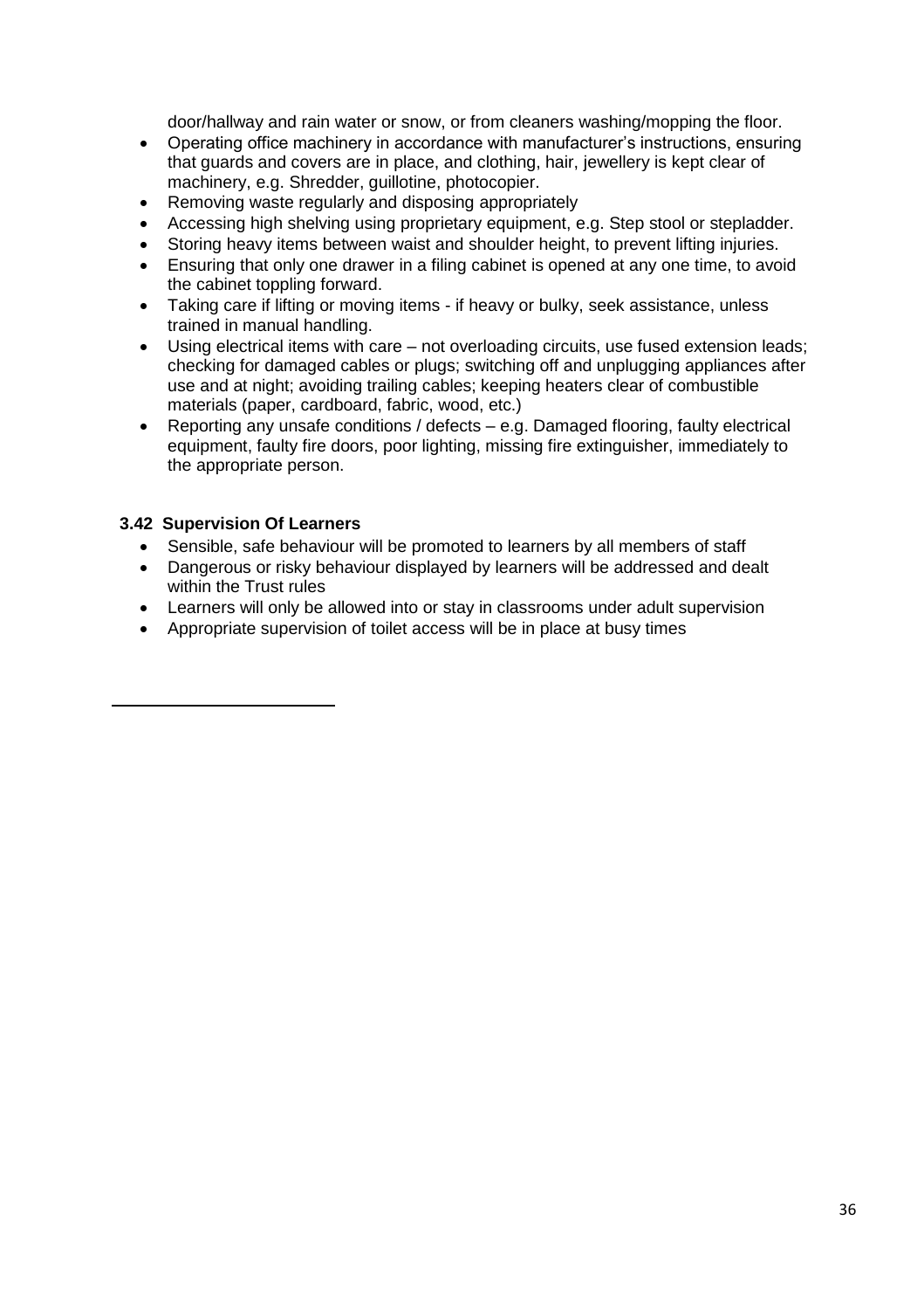door/hallway and rain water or snow, or from cleaners washing/mopping the floor.

- Operating office machinery in accordance with manufacturer's instructions, ensuring that guards and covers are in place, and clothing, hair, jewellery is kept clear of machinery, e.g. Shredder, guillotine, photocopier.
- Removing waste regularly and disposing appropriately
- Accessing high shelving using proprietary equipment, e.g. Step stool or stepladder.
- Storing heavy items between waist and shoulder height, to prevent lifting injuries.
- Ensuring that only one drawer in a filing cabinet is opened at any one time, to avoid the cabinet toppling forward.
- Taking care if lifting or moving items - if heavy or bulky, seek assistance, unless trained in manual handling.
- Using electrical items with care – not overloading circuits, use fused extension leads; checking for damaged cables or plugs; switching off and unplugging appliances after use and at night; avoiding trailing cables; keeping heaters clear of combustible materials (paper, cardboard, fabric, wood, etc.)
- Reporting any unsafe conditions / defects – e.g. Damaged flooring, faulty electrical equipment, faulty fire doors, poor lighting, missing fire extinguisher, immediately to the appropriate person.

### 3.42 Supervision Of Learners

- Sensible, safe behaviour will be promoted to learners by all members of staff
- Dangerous or risky behaviour displayed by learners will be addressed and dealt within the Trust rules
- Learners will only be allowed into or stay in classrooms under adult supervision
- Appropriate supervision of toilet access will be in place at busy times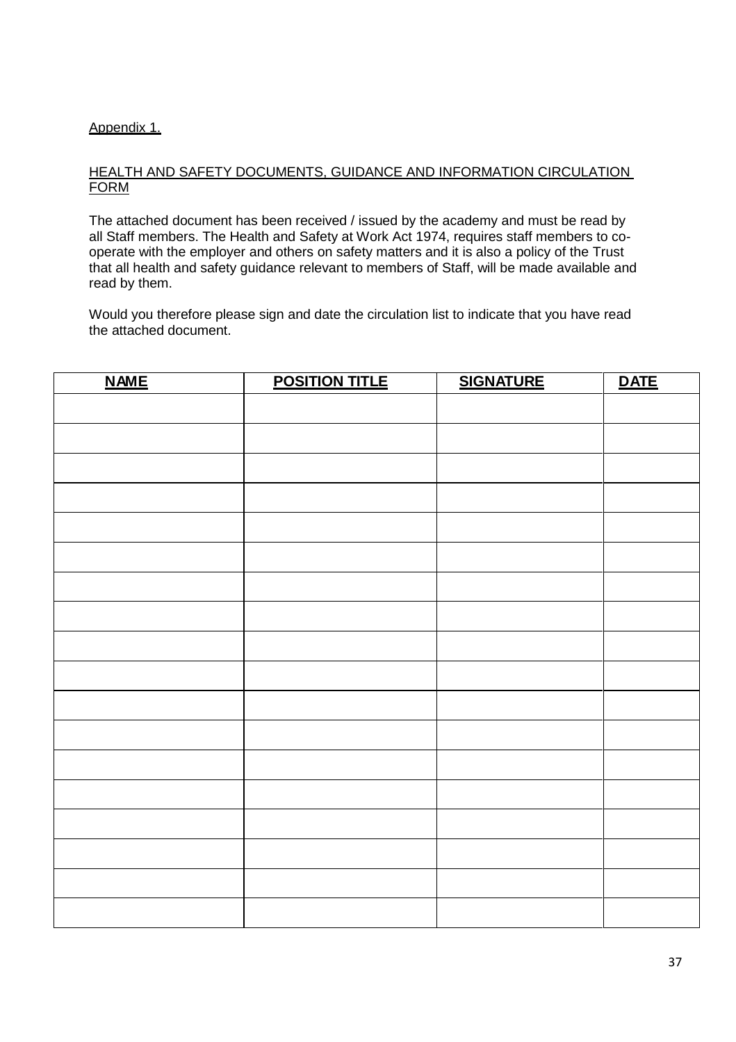Appendix 1.

HEALTH AND SAFETY DOCUMENTS, GUIDANCE AND INFORMATION CIRCULATION FORM

The attached document has been received / issued by the academy and must be read by all Staff members. The Health and Safety at Work Act 1974, requires staff members to co-operate with the employer and others on safety matters and it is also a policy of the Trust that all health and safety guidance relevant to members of Staff, will be made available and read by them.

Would you therefore please sign and date the circulation list to indicate that you have read the attached document.

| **NAME** | **POSITION TITLE** | **SIGNATURE** | **DATE** |
| --- | --- | --- | --- |
| | | | |
| | | | |
| | | | |
| | | | |
| | | | |
| | | | |
| | | | |
| | | | |
| | | | |
| | | | |
| | | | |
| | | | |
| | | | |
| | | | |
| | | | |
| | | | |
| | | | |
| | | | |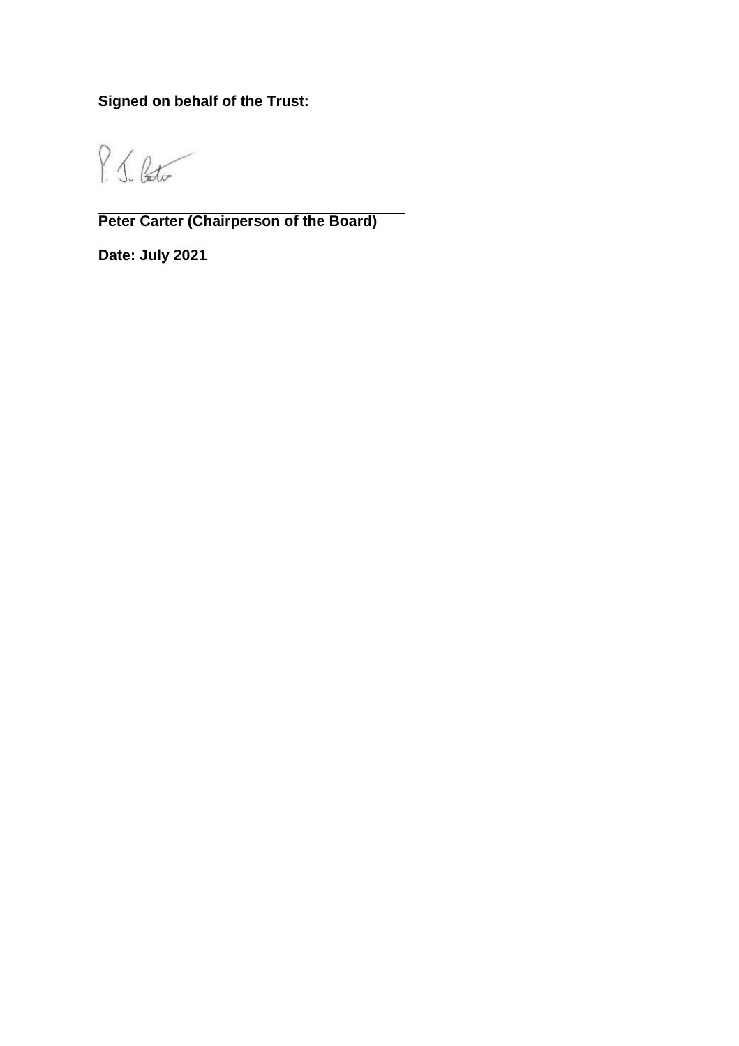**Signed on behalf of the Trust:**

**Peter Carter (Chairperson of the Board)**

**Date: July 2021**